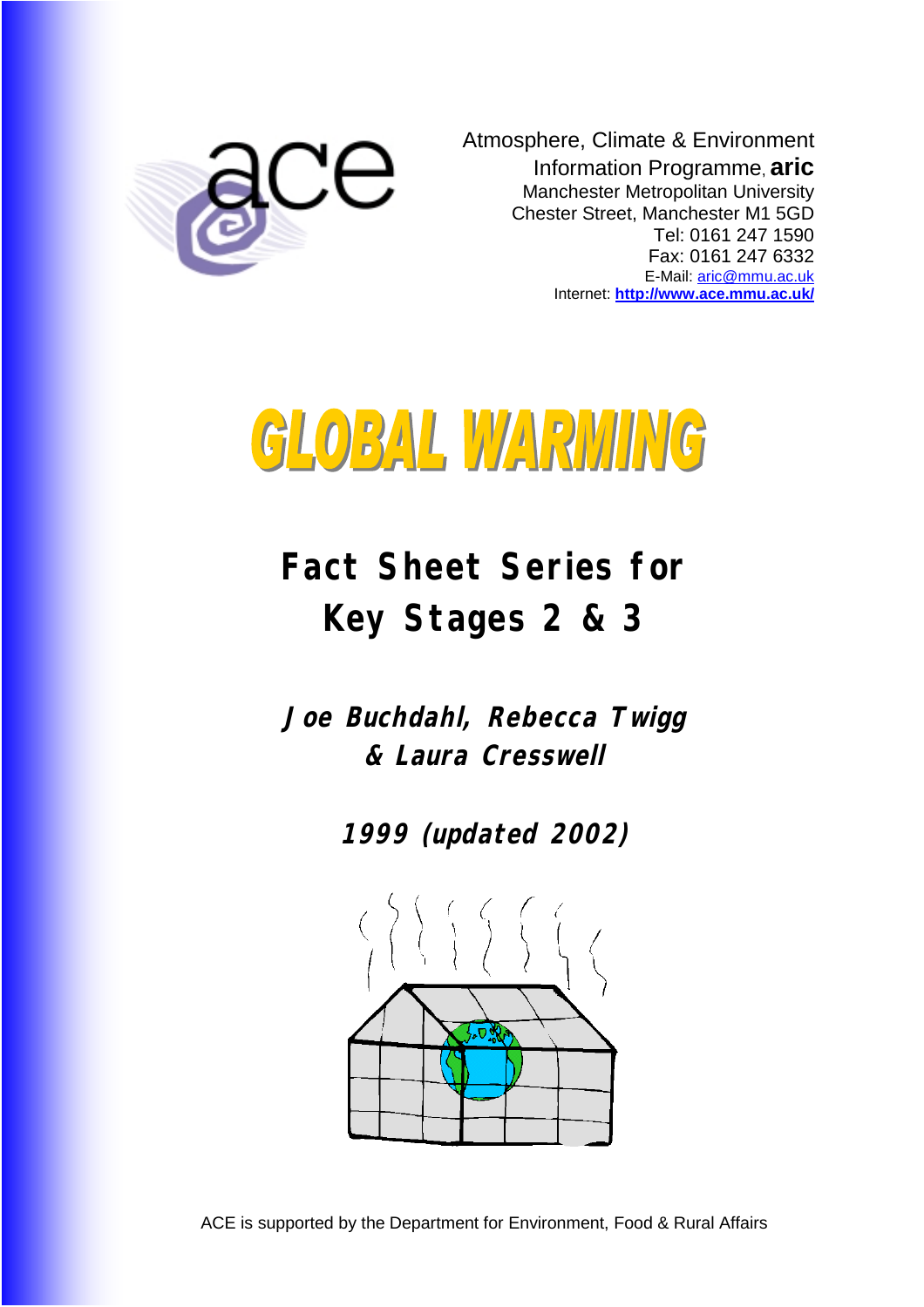Atmosphere, Climate & Environment
Information Programme, **aric**
Manchester Metropolitan University
Chester Street, Manchester M1 5GD
Tel: 0161 247 1590
Fax: 0161 247 6332
E-Mail: aric@mmu.ac.uk
Internet: **http://www.ace.mmu.ac.uk/**

# GLOBAL WARMING

## Fact Sheet Series for Key Stages 2 & 3

***Joe Buchdahl, Rebecca Twigg & Laura Cresswell***

***1999 (updated 2002)***

ACE is supported by the Department for Environment, Food & Rural Affairs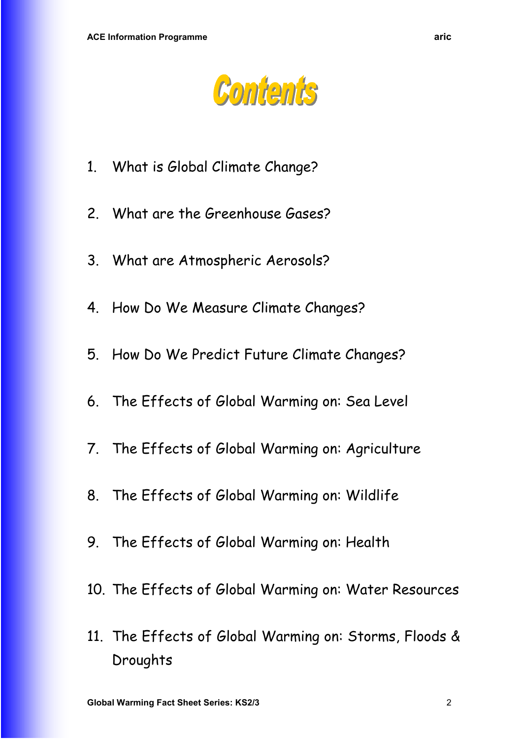# Contents

1. What is Global Climate Change?
2. What are the Greenhouse Gases?
3. What are Atmospheric Aerosols?
4. How Do We Measure Climate Changes?
5. How Do We Predict Future Climate Changes?
6. The Effects of Global Warming on: Sea Level
7. The Effects of Global Warming on: Agriculture
8. The Effects of Global Warming on: Wildlife
9. The Effects of Global Warming on: Health
10. The Effects of Global Warming on: Water Resources
11. The Effects of Global Warming on: Storms, Floods & Droughts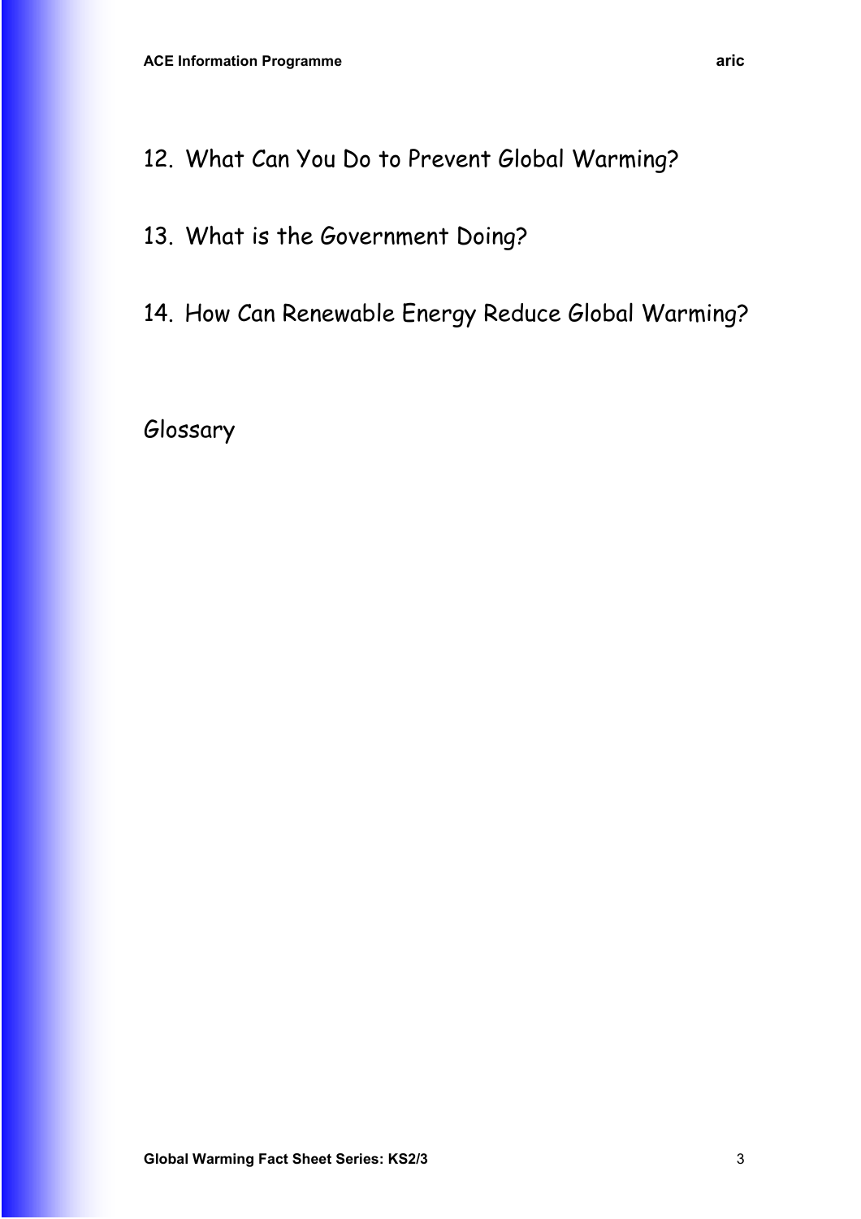12. What Can You Do to Prevent Global Warming?

13. What is the Government Doing?

14. How Can Renewable Energy Reduce Global Warming?

Glossary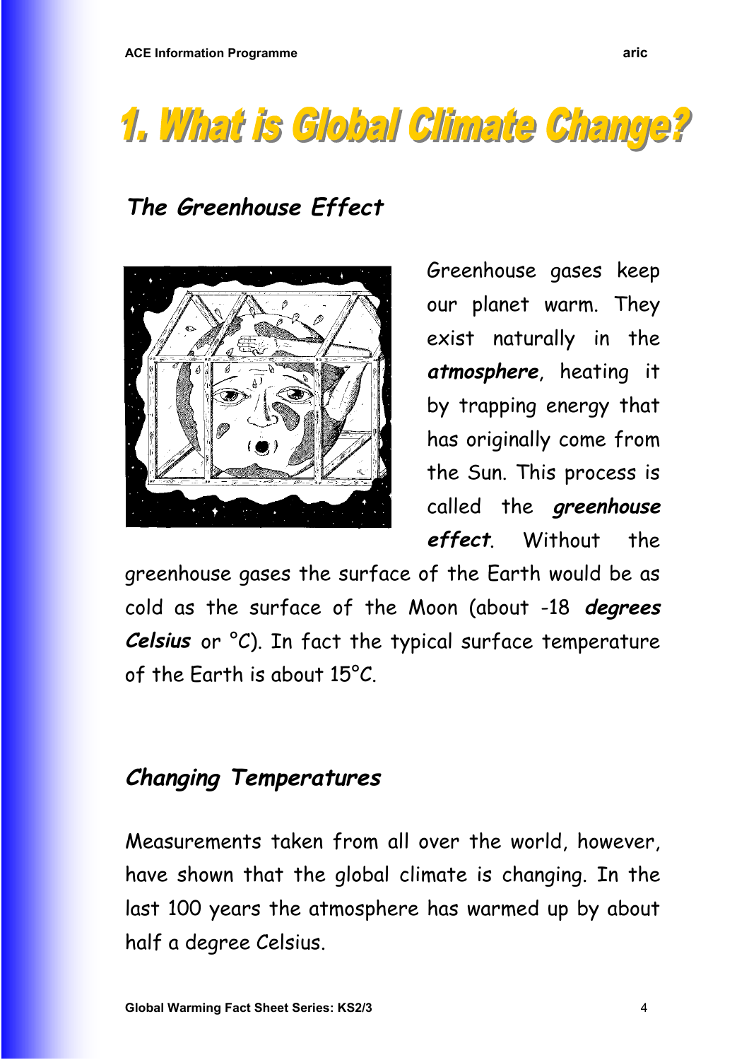# 1. What is Global Climate Change?

## *The Greenhouse Effect*

Greenhouse gases keep our planet warm. They exist naturally in the ***atmosphere***, heating it by trapping energy that has originally come from the Sun. This process is called the ***greenhouse effect***. Without the greenhouse gases the surface of the Earth would be as cold as the surface of the Moon (about -18 ***degrees Celsius*** or °C). In fact the typical surface temperature of the Earth is about 15°C.

## *Changing Temperatures*

Measurements taken from all over the world, however, have shown that the global climate is changing. In the last 100 years the atmosphere has warmed up by about half a degree Celsius.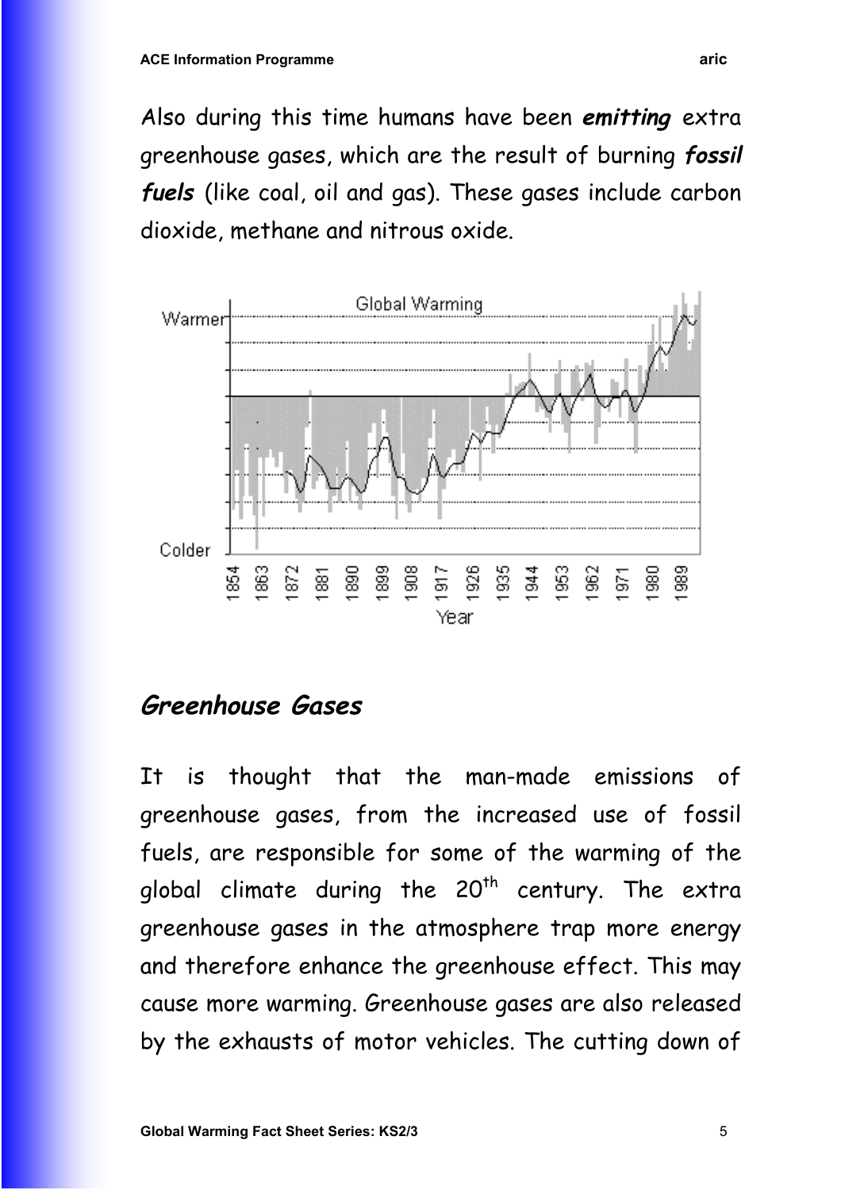Also during this time humans have been ***emitting*** extra greenhouse gases, which are the result of burning ***fossil fuels*** (like coal, oil and gas). These gases include carbon dioxide, methane and nitrous oxide.

## *Greenhouse Gases*

It is thought that the man-made emissions of greenhouse gases, from the increased use of fossil fuels, are responsible for some of the warming of the global climate during the 20th century. The extra greenhouse gases in the atmosphere trap more energy and therefore enhance the greenhouse effect. This may cause more warming. Greenhouse gases are also released by the exhausts of motor vehicles. The cutting down of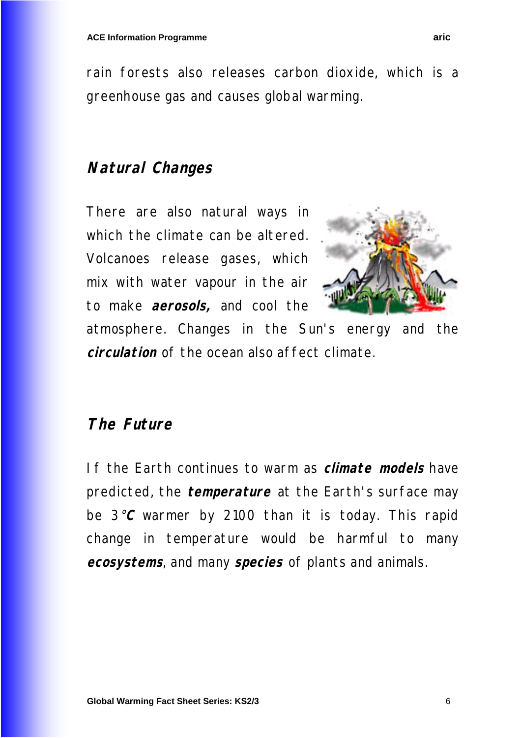rain forests also releases carbon dioxide, which is a greenhouse gas and causes global warming.

## Natural Changes

There are also natural ways in which the climate can be altered. Volcanoes release gases, which mix with water vapour in the air to make ***aerosols,*** and cool the atmosphere. Changes in the Sun's energy and the ***circulation*** of the ocean also affect climate.

## The Future

If the Earth continues to warm as ***climate models*** have predicted, the ***temperature*** at the Earth's surface may be 3°**C** warmer by 2100 than it is today. This rapid change in temperature would be harmful to many ***ecosystems***, and many ***species*** of plants and animals.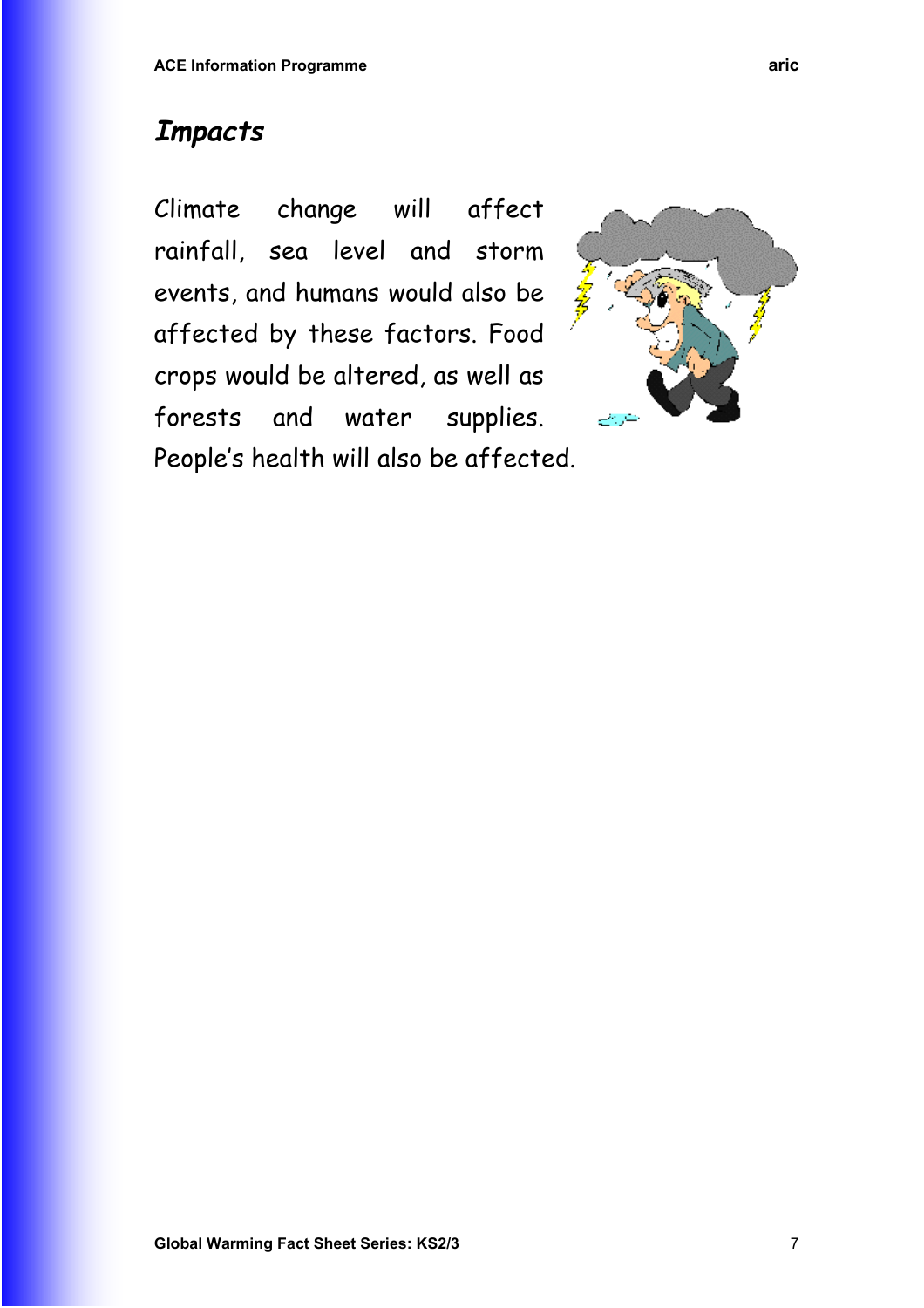## *Impacts*

Climate change will affect rainfall, sea level and storm events, and humans would also be affected by these factors. Food crops would be altered, as well as forests and water supplies. People's health will also be affected.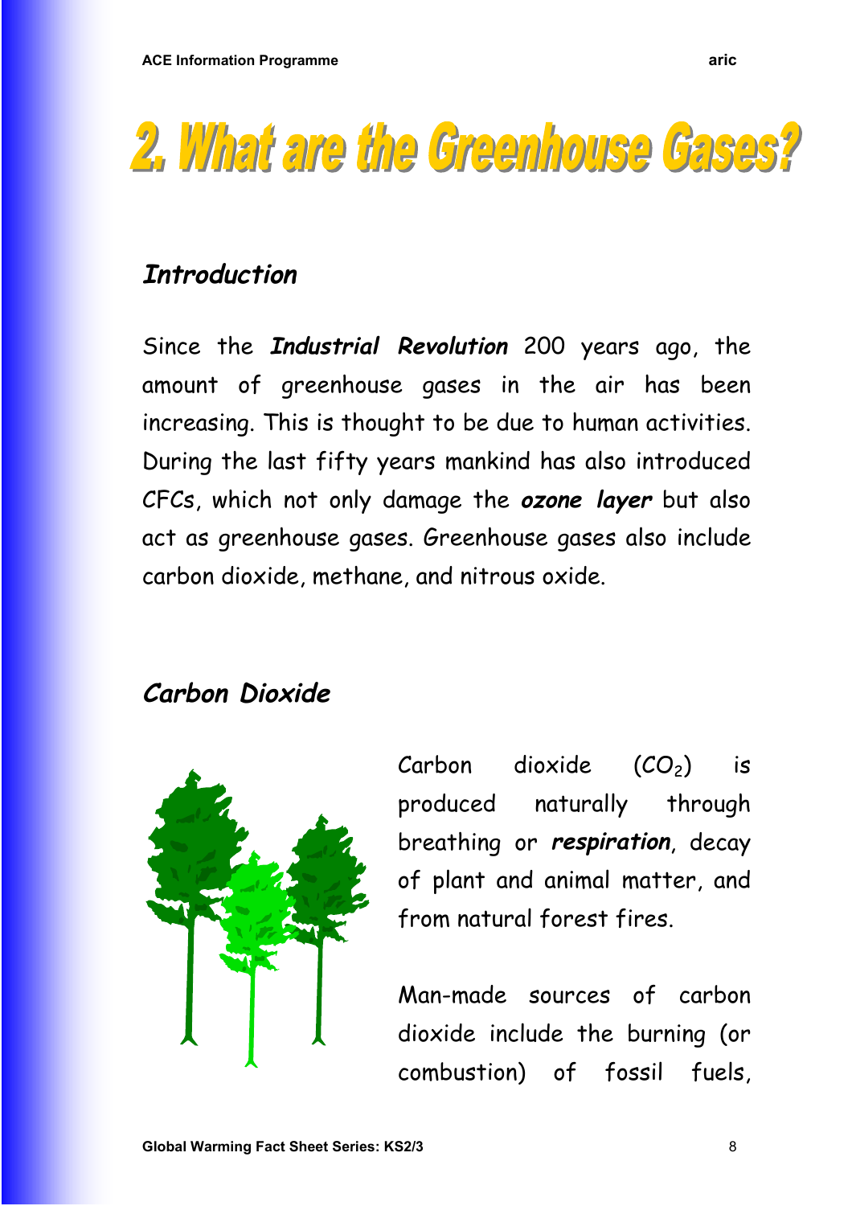# 2. What are the Greenhouse Gases?

## *Introduction*

Since the ***Industrial Revolution*** 200 years ago, the amount of greenhouse gases in the air has been increasing. This is thought to be due to human activities. During the last fifty years mankind has also introduced CFCs, which not only damage the ***ozone layer*** but also act as greenhouse gases. Greenhouse gases also include carbon dioxide, methane, and nitrous oxide.

## *Carbon Dioxide*

Carbon dioxide ($CO_2$) is produced naturally through breathing or ***respiration***, decay of plant and animal matter, and from natural forest fires.

Man-made sources of carbon dioxide include the burning (or combustion) of fossil fuels,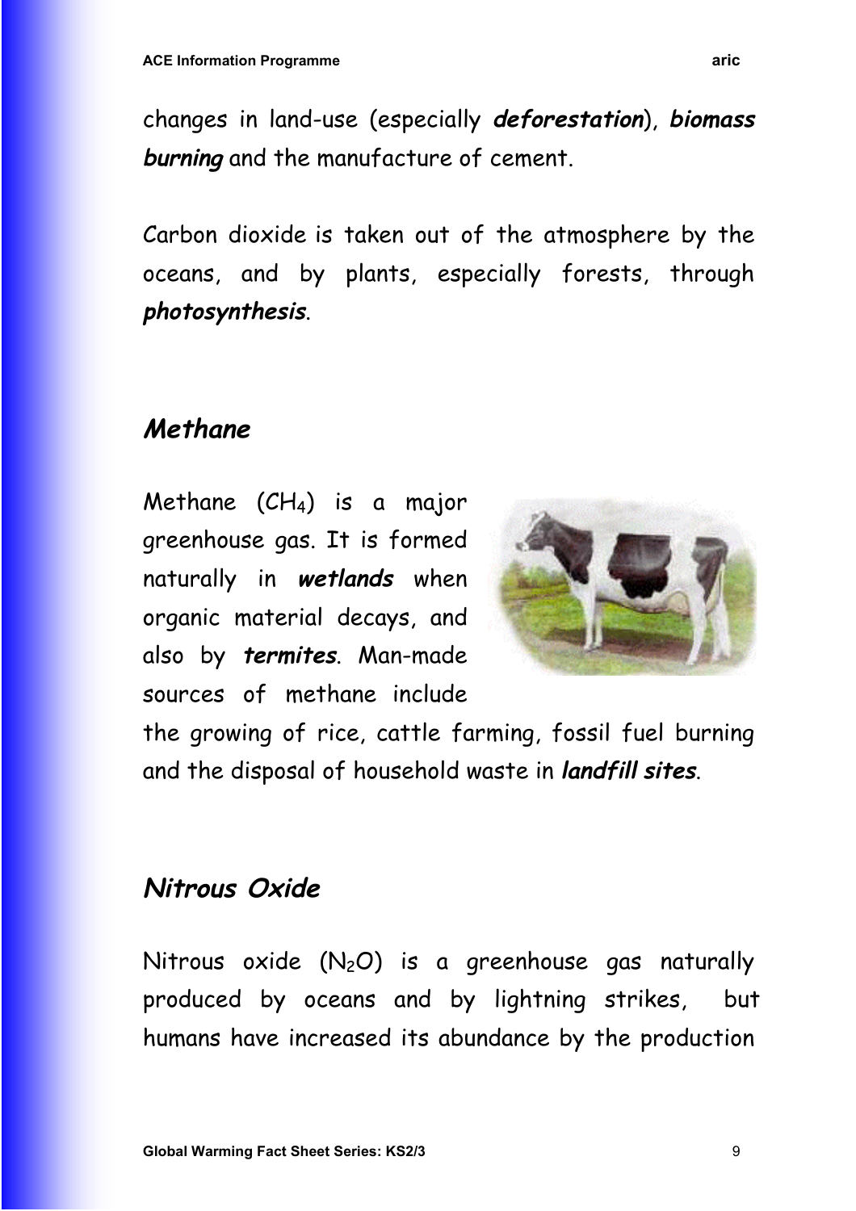changes in land-use (especially ***deforestation***), ***biomass burning*** and the manufacture of cement.

Carbon dioxide is taken out of the atmosphere by the oceans, and by plants, especially forests, through ***photosynthesis***.

## *Methane*

Methane ($CH_4$) is a major greenhouse gas. It is formed naturally in ***wetlands*** when organic material decays, and also by ***termites***. Man-made sources of methane include the growing of rice, cattle farming, fossil fuel burning and the disposal of household waste in ***landfill sites***.

## *Nitrous Oxide*

Nitrous oxide ($N_2O$) is a greenhouse gas naturally produced by oceans and by lightning strikes, but humans have increased its abundance by the production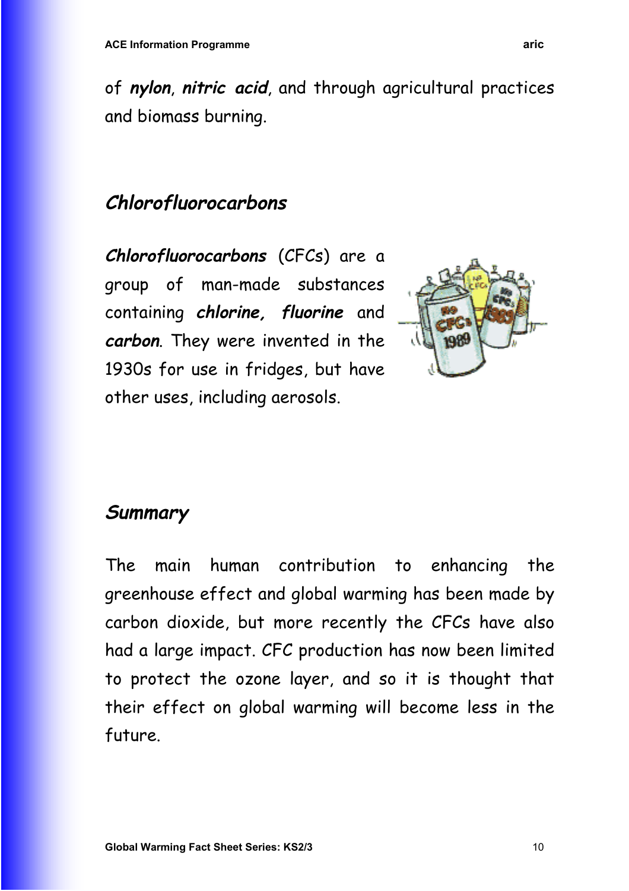of ***nylon***, ***nitric acid***, and through agricultural practices and biomass burning.

## *Chlorofluorocarbons*

***Chlorofluorocarbons*** (CFCs) are a group of man-made substances containing ***chlorine, fluorine*** and ***carbon***. They were invented in the 1930s for use in fridges, but have other uses, including aerosols.

## *Summary*

The main human contribution to enhancing the greenhouse effect and global warming has been made by carbon dioxide, but more recently the CFCs have also had a large impact. CFC production has now been limited to protect the ozone layer, and so it is thought that their effect on global warming will become less in the future.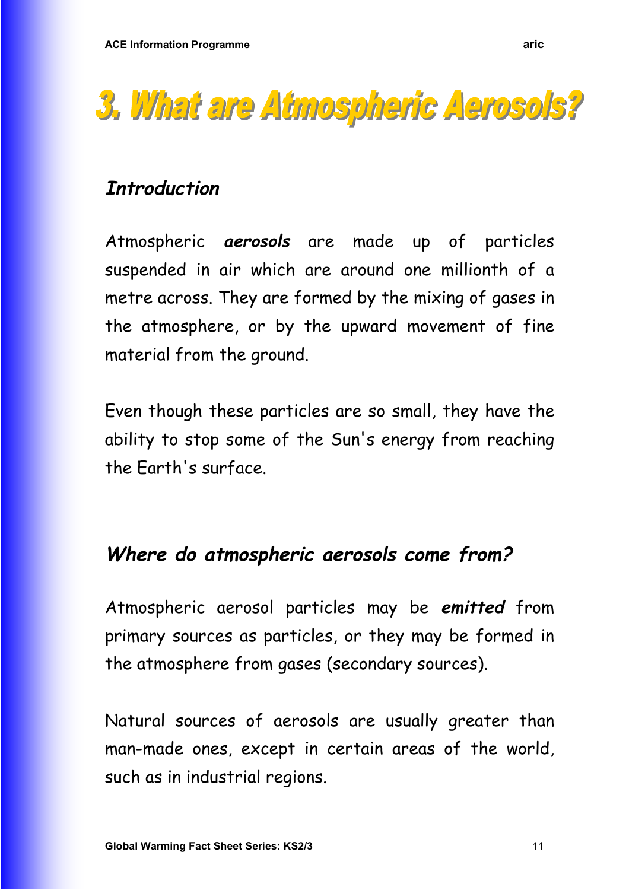# 3. What are Atmospheric Aerosols?

## *Introduction*

Atmospheric ***aerosols*** are made up of particles suspended in air which are around one millionth of a metre across. They are formed by the mixing of gases in the atmosphere, or by the upward movement of fine material from the ground.

Even though these particles are so small, they have the ability to stop some of the Sun's energy from reaching the Earth's surface.

## *Where do atmospheric aerosols come from?*

Atmospheric aerosol particles may be ***emitted*** from primary sources as particles, or they may be formed in the atmosphere from gases (secondary sources).

Natural sources of aerosols are usually greater than man-made ones, except in certain areas of the world, such as in industrial regions.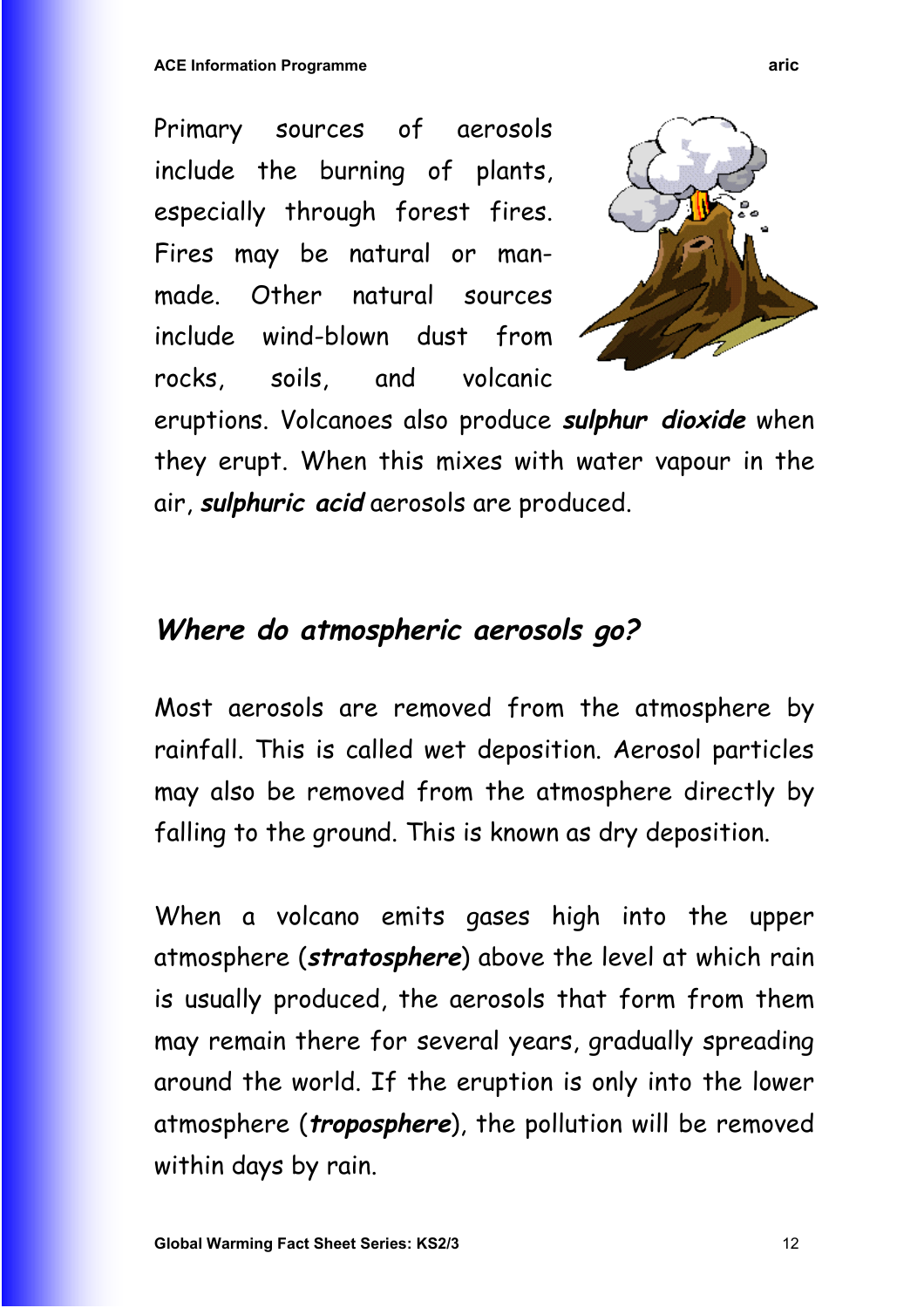Primary sources of aerosols include the burning of plants, especially through forest fires. Fires may be natural or man-made. Other natural sources include wind-blown dust from rocks, soils, and volcanic eruptions. Volcanoes also produce ***sulphur dioxide*** when they erupt. When this mixes with water vapour in the air, ***sulphuric acid*** aerosols are produced.

## *Where do atmospheric aerosols go?*

Most aerosols are removed from the atmosphere by rainfall. This is called wet deposition. Aerosol particles may also be removed from the atmosphere directly by falling to the ground. This is known as dry deposition.

When a volcano emits gases high into the upper atmosphere (***stratosphere***) above the level at which rain is usually produced, the aerosols that form from them may remain there for several years, gradually spreading around the world. If the eruption is only into the lower atmosphere (***troposphere***), the pollution will be removed within days by rain.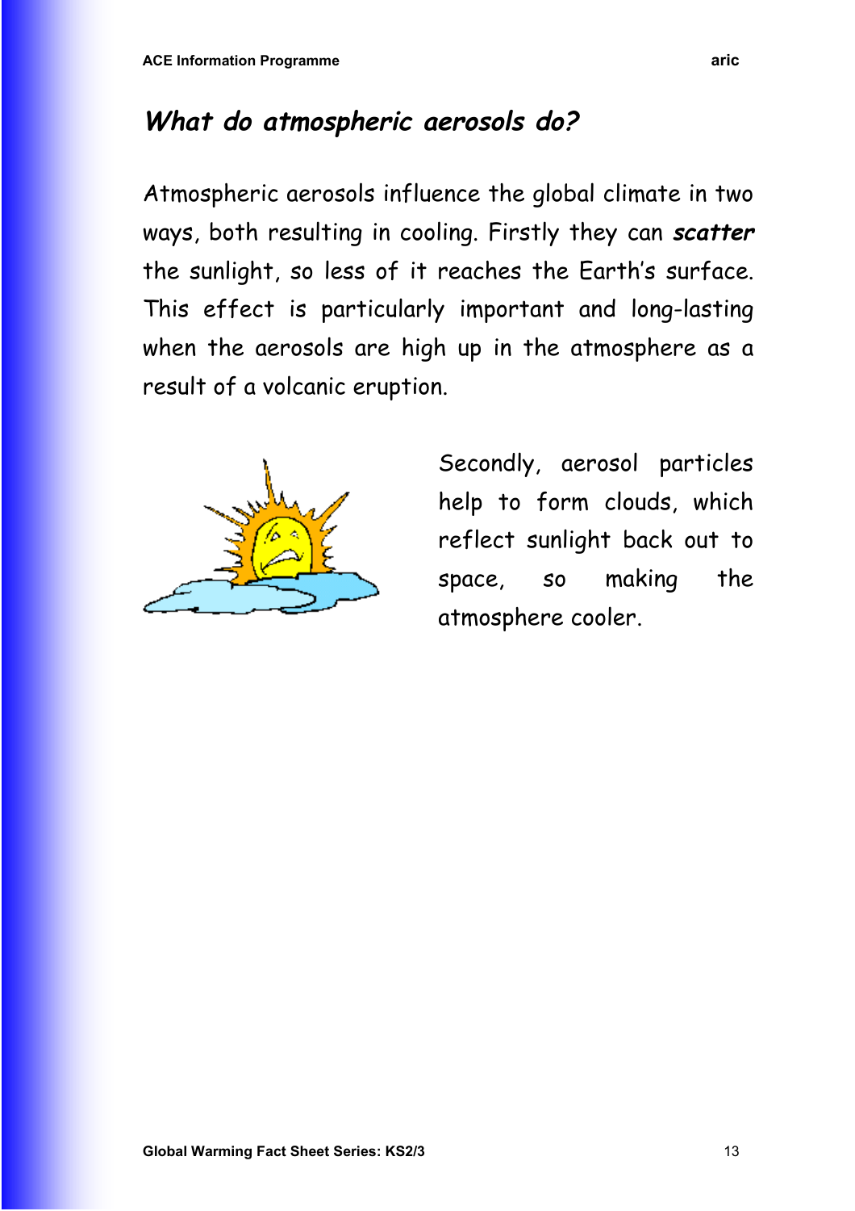## *What do atmospheric aerosols do?*

Atmospheric aerosols influence the global climate in two ways, both resulting in cooling. Firstly they can ***scatter*** the sunlight, so less of it reaches the Earth's surface. This effect is particularly important and long-lasting when the aerosols are high up in the atmosphere as a result of a volcanic eruption.

Secondly, aerosol particles help to form clouds, which reflect sunlight back out to space, so making the atmosphere cooler.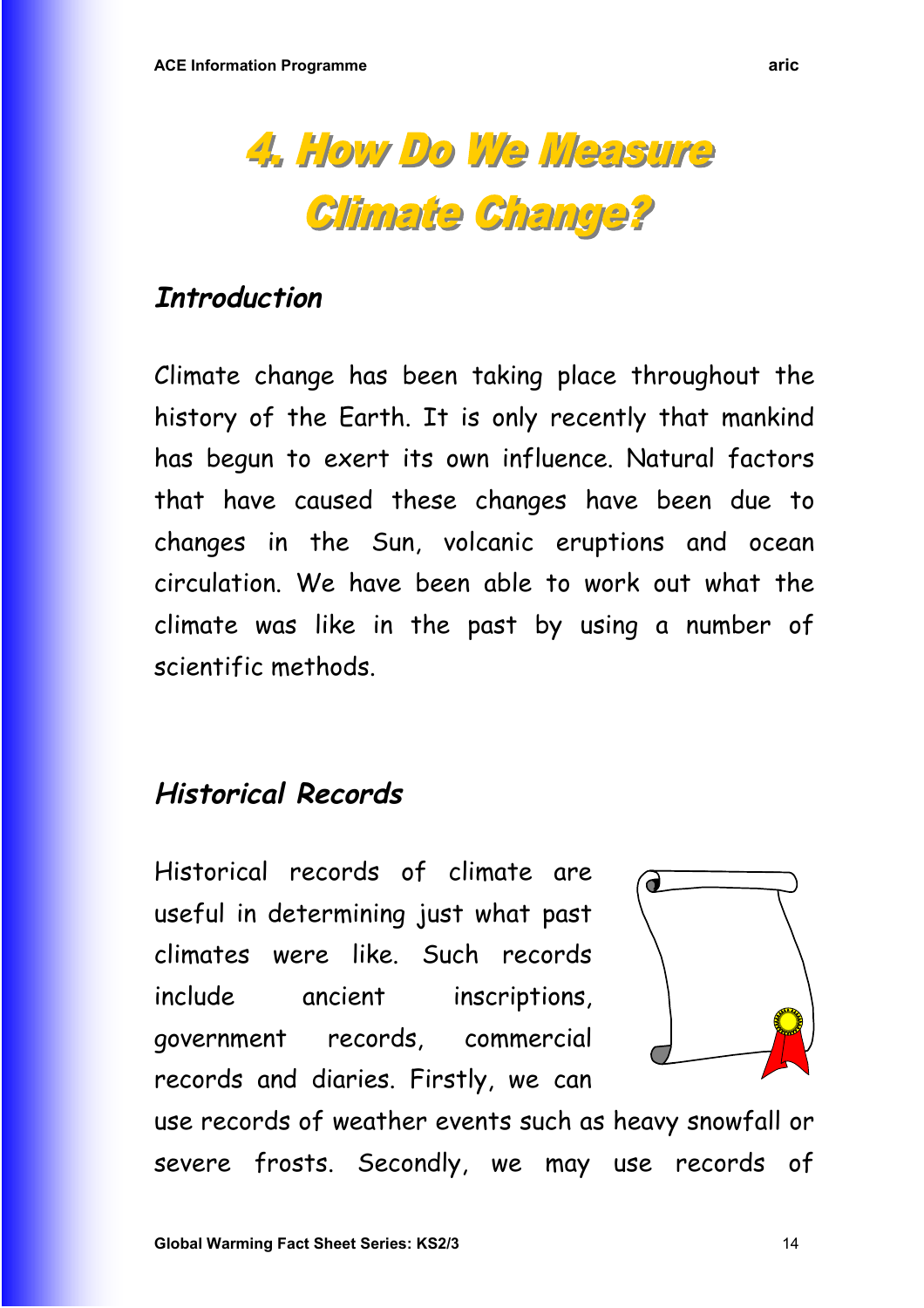# 4. How Do We Measure Climate Change?

## *Introduction*

Climate change has been taking place throughout the history of the Earth. It is only recently that mankind has begun to exert its own influence. Natural factors that have caused these changes have been due to changes in the Sun, volcanic eruptions and ocean circulation. We have been able to work out what the climate was like in the past by using a number of scientific methods.

## *Historical Records*

Historical records of climate are useful in determining just what past climates were like. Such records include ancient inscriptions, government records, commercial records and diaries. Firstly, we can use records of weather events such as heavy snowfall or severe frosts. Secondly, we may use records of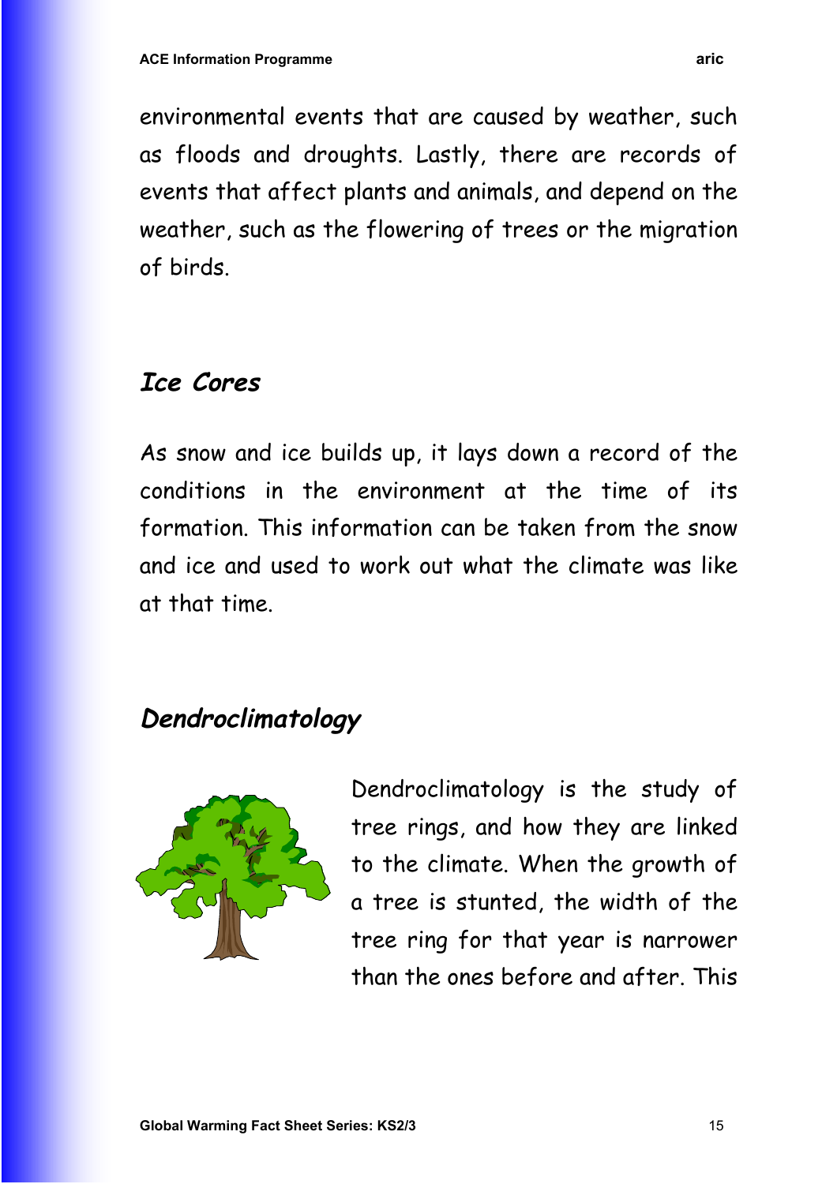environmental events that are caused by weather, such as floods and droughts. Lastly, there are records of events that affect plants and animals, and depend on the weather, such as the flowering of trees or the migration of birds.

## *Ice Cores*

As snow and ice builds up, it lays down a record of the conditions in the environment at the time of its formation. This information can be taken from the snow and ice and used to work out what the climate was like at that time.

## *Dendroclimatology*

Dendroclimatology is the study of tree rings, and how they are linked to the climate. When the growth of a tree is stunted, the width of the tree ring for that year is narrower than the ones before and after. This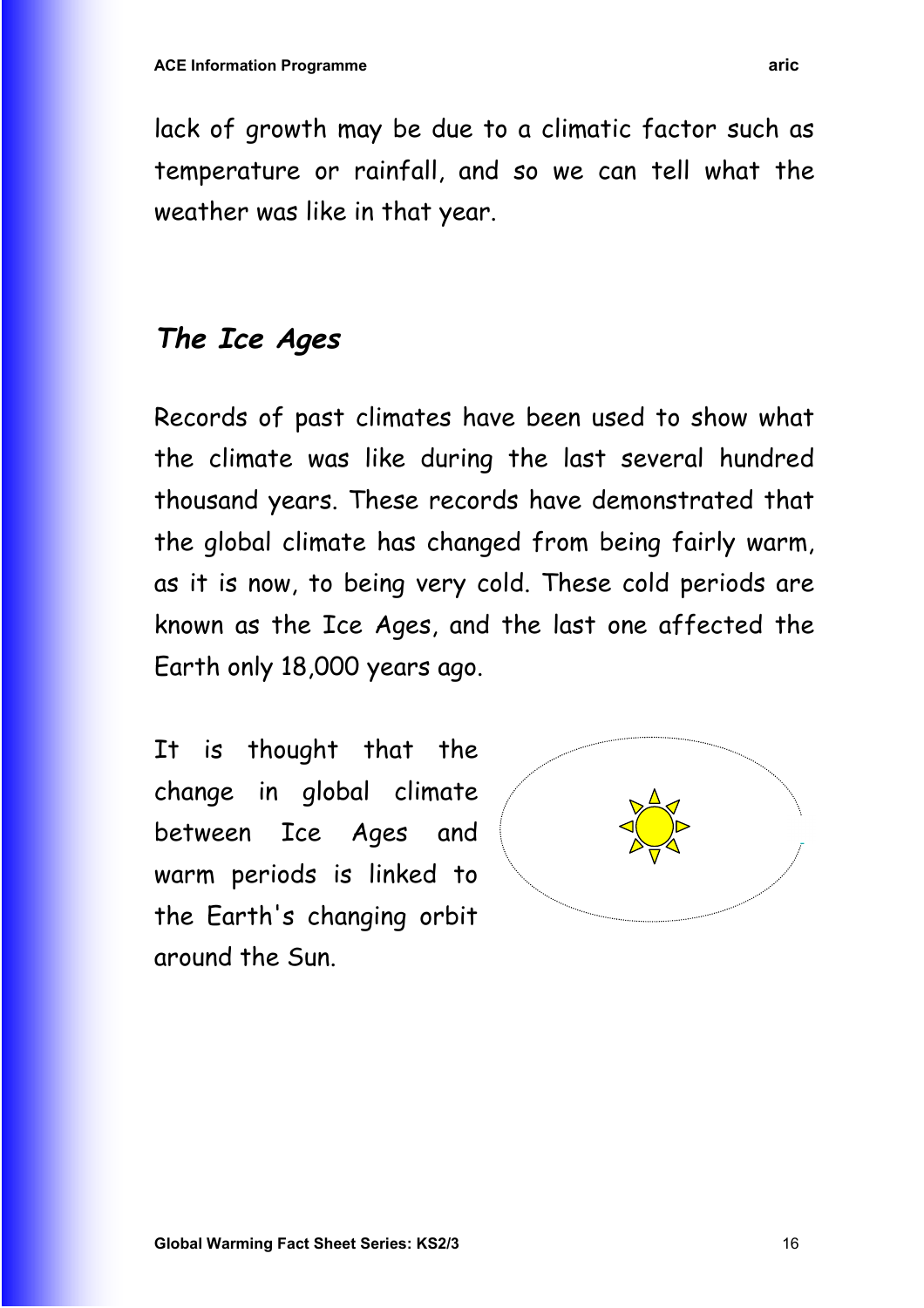lack of growth may be due to a climatic factor such as temperature or rainfall, and so we can tell what the weather was like in that year.

## *The Ice Ages*

Records of past climates have been used to show what the climate was like during the last several hundred thousand years. These records have demonstrated that the global climate has changed from being fairly warm, as it is now, to being very cold. These cold periods are known as the Ice Ages, and the last one affected the Earth only 18,000 years ago.

It is thought that the change in global climate between Ice Ages and warm periods is linked to the Earth's changing orbit around the Sun.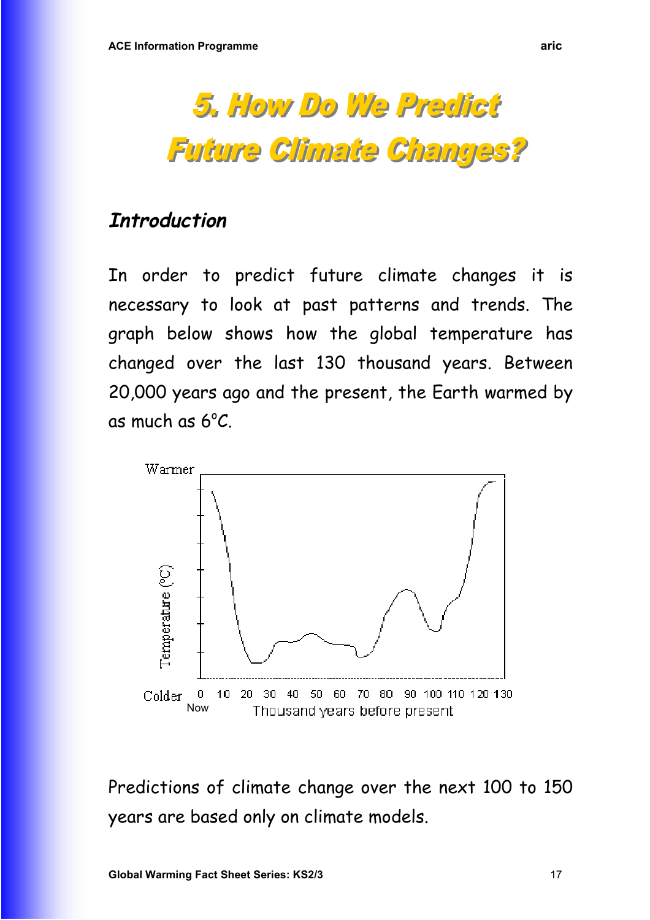# 5. How Do We Predict Future Climate Changes?

## *Introduction*

In order to predict future climate changes it is necessary to look at past patterns and trends. The graph below shows how the global temperature has changed over the last 130 thousand years. Between 20,000 years ago and the present, the Earth warmed by as much as 6°C.

Predictions of climate change over the next 100 to 150 years are based only on climate models.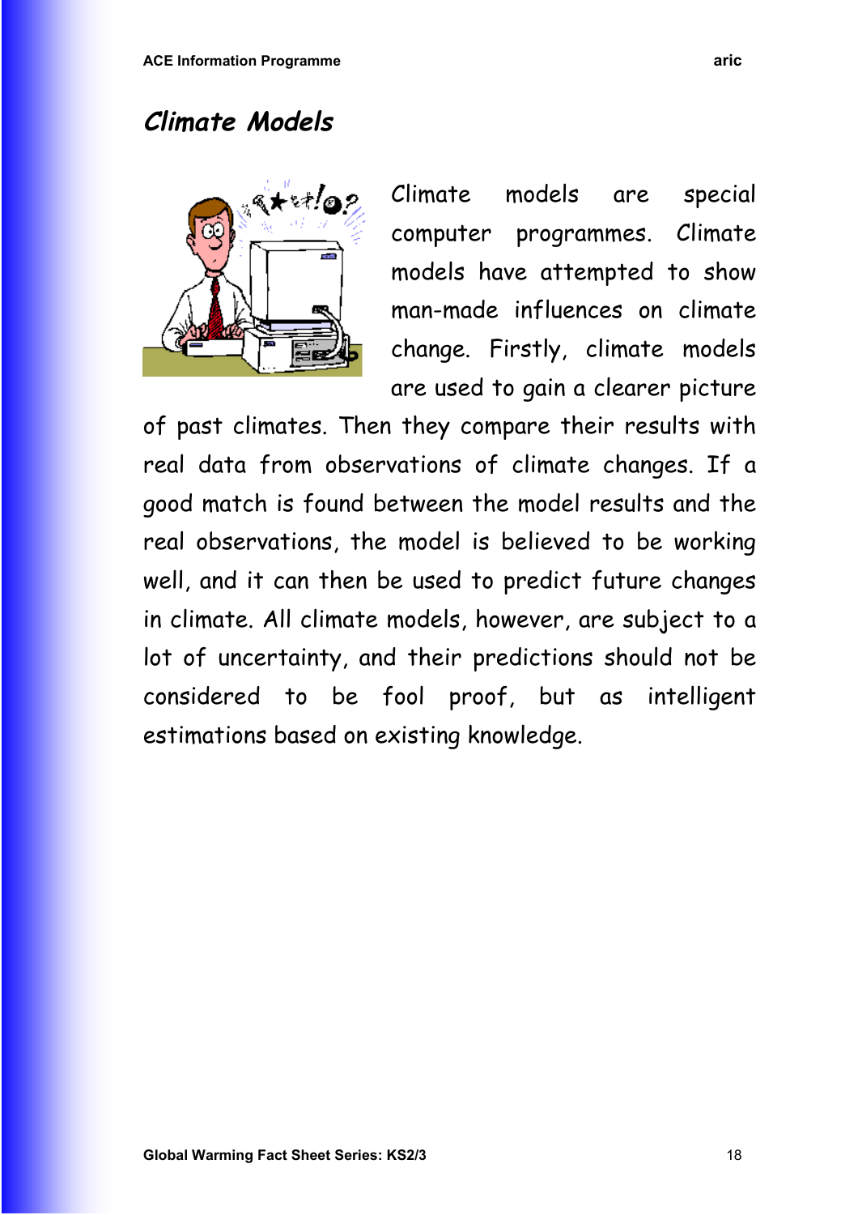# *Climate Models*

Climate models are special computer programmes. Climate models have attempted to show man-made influences on climate change. Firstly, climate models are used to gain a clearer picture of past climates. Then they compare their results with real data from observations of climate changes. If a good match is found between the model results and the real observations, the model is believed to be working well, and it can then be used to predict future changes in climate. All climate models, however, are subject to a lot of uncertainty, and their predictions should not be considered to be fool proof, but as intelligent estimations based on existing knowledge.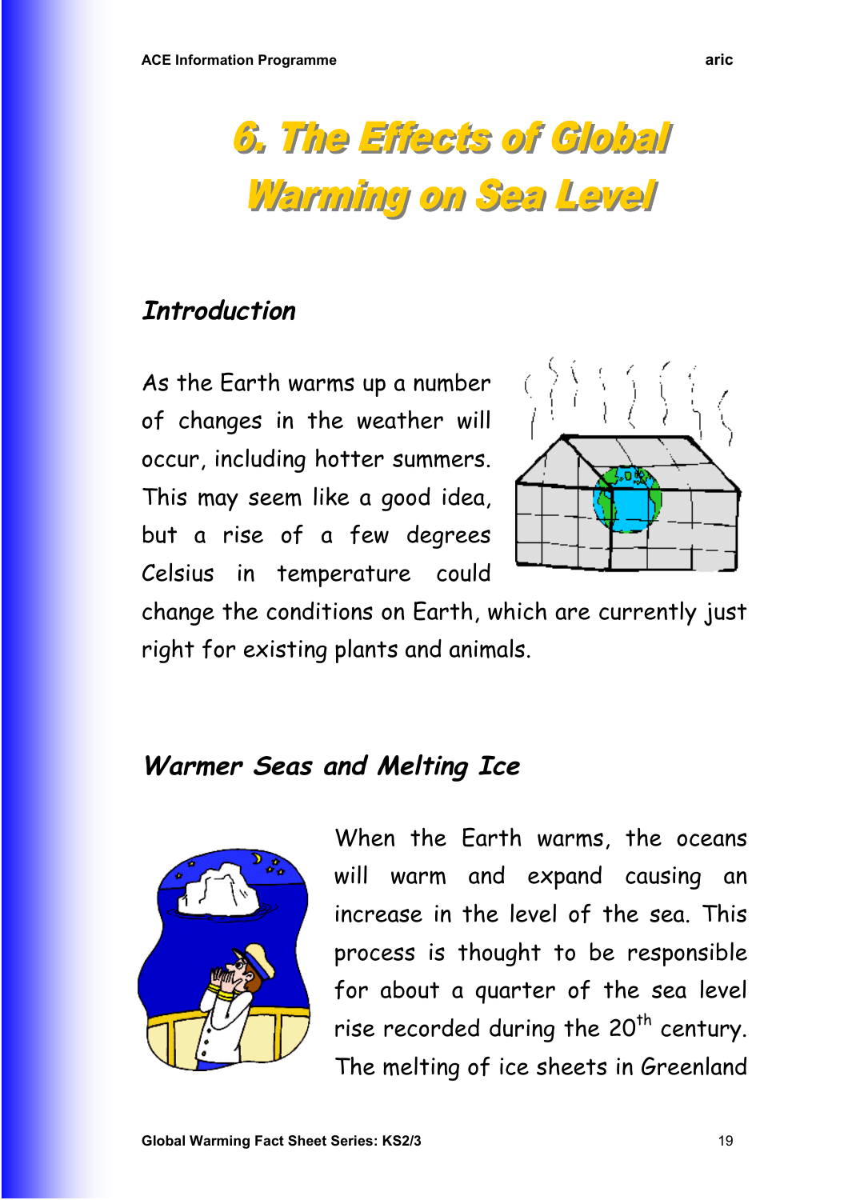# 6. The Effects of Global Warming on Sea Level

## Introduction

As the Earth warms up a number of changes in the weather will occur, including hotter summers. This may seem like a good idea, but a rise of a few degrees Celsius in temperature could change the conditions on Earth, which are currently just right for existing plants and animals.

## *Warmer Seas and Melting Ice*

When the Earth warms, the oceans will warm and expand causing an increase in the level of the sea. This process is thought to be responsible for about a quarter of the sea level rise recorded during the 20th century. The melting of ice sheets in Greenland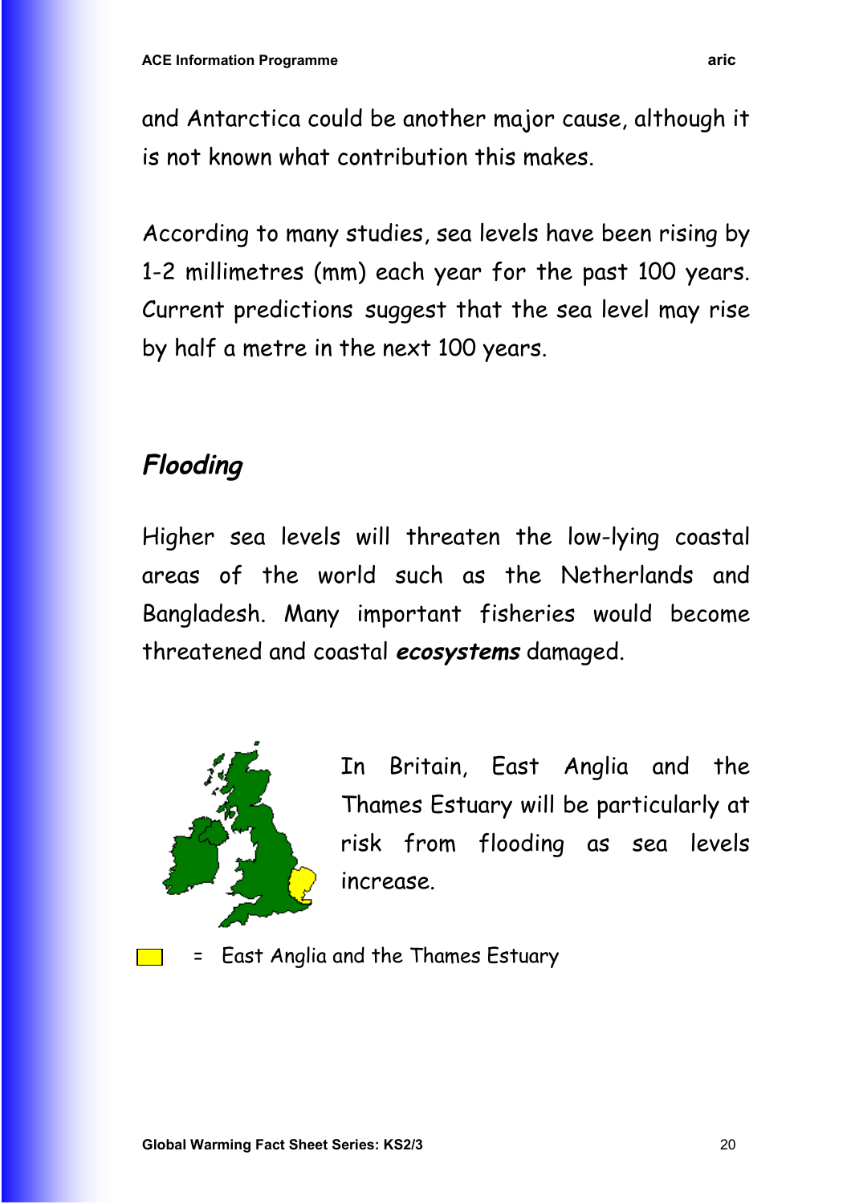and Antarctica could be another major cause, although it is not known what contribution this makes.

According to many studies, sea levels have been rising by 1-2 millimetres (mm) each year for the past 100 years. Current predictions suggest that the sea level may rise by half a metre in the next 100 years.

## *Flooding*

Higher sea levels will threaten the low-lying coastal areas of the world such as the Netherlands and Bangladesh. Many important fisheries would become threatened and coastal ***ecosystems*** damaged.

In Britain, East Anglia and the Thames Estuary will be particularly at risk from flooding as sea levels increase.

= East Anglia and the Thames Estuary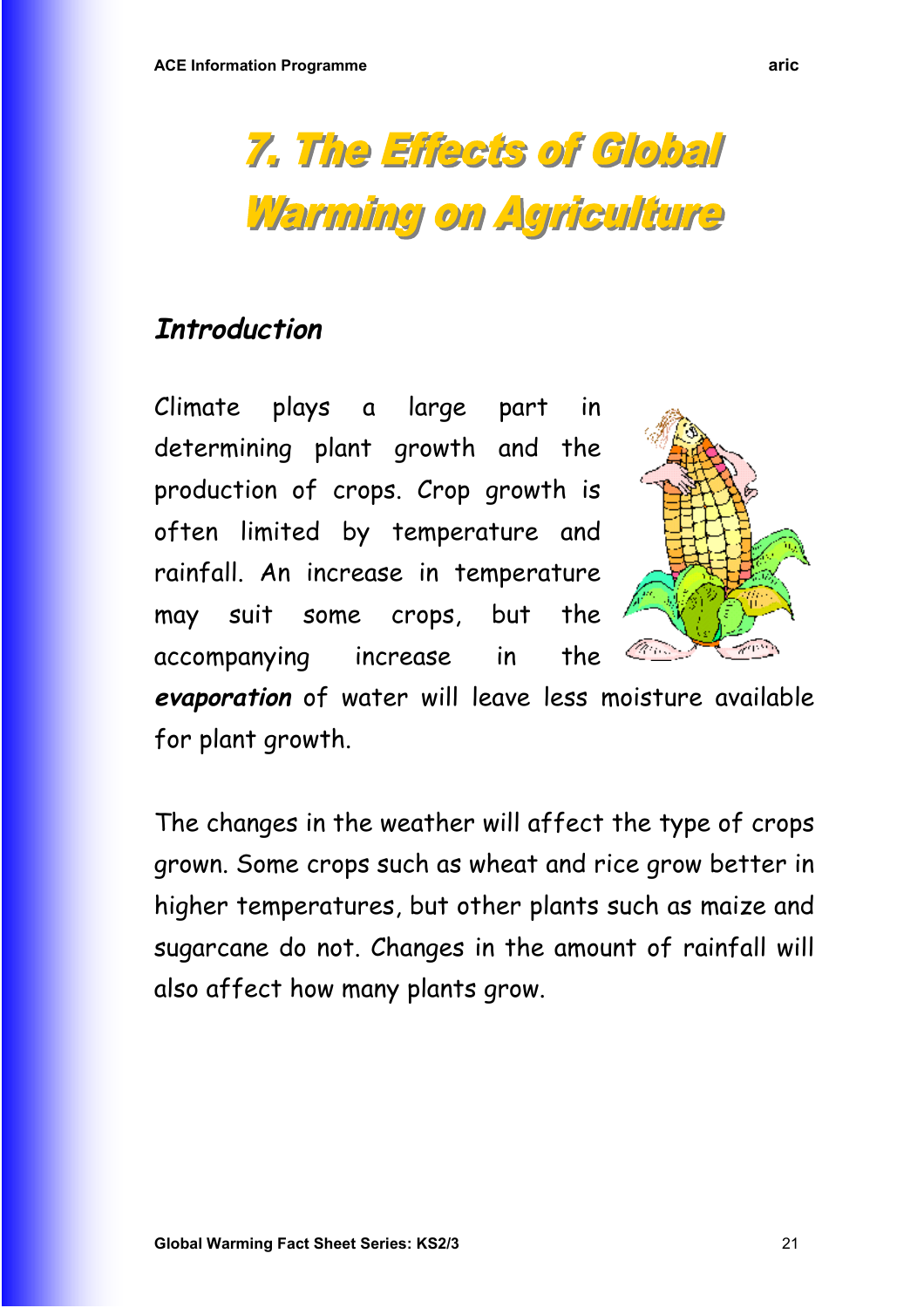# 7. The Effects of Global Warming on Agriculture

## *Introduction*

Climate plays a large part in determining plant growth and the production of crops. Crop growth is often limited by temperature and rainfall. An increase in temperature may suit some crops, but the accompanying increase in the ***evaporation*** of water will leave less moisture available for plant growth.

The changes in the weather will affect the type of crops grown. Some crops such as wheat and rice grow better in higher temperatures, but other plants such as maize and sugarcane do not. Changes in the amount of rainfall will also affect how many plants grow.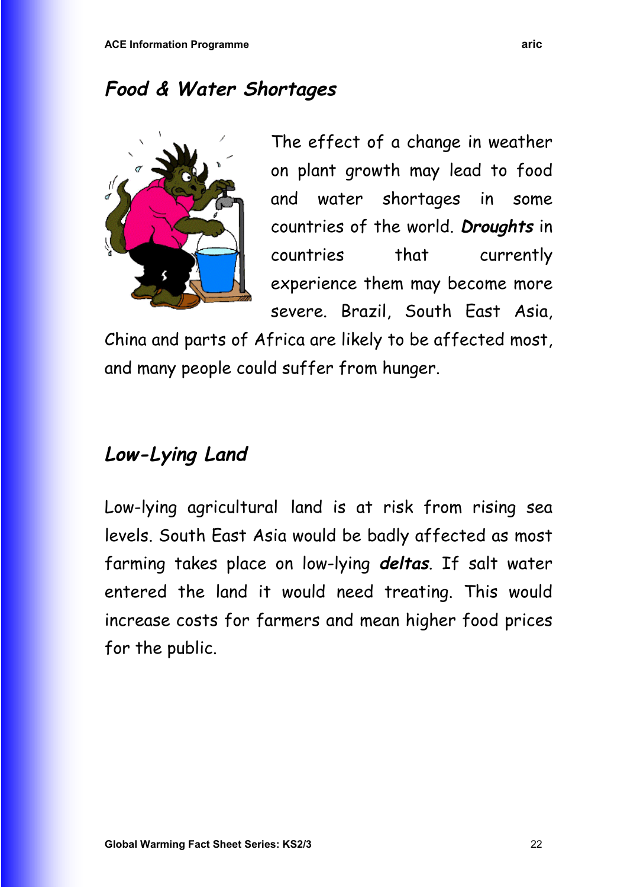## *Food & Water Shortages*

The effect of a change in weather on plant growth may lead to food and water shortages in some countries of the world. ***Droughts*** in countries that currently experience them may become more severe. Brazil, South East Asia, China and parts of Africa are likely to be affected most, and many people could suffer from hunger.

## *Low-Lying Land*

Low-lying agricultural land is at risk from rising sea levels. South East Asia would be badly affected as most farming takes place on low-lying ***deltas***. If salt water entered the land it would need treating. This would increase costs for farmers and mean higher food prices for the public.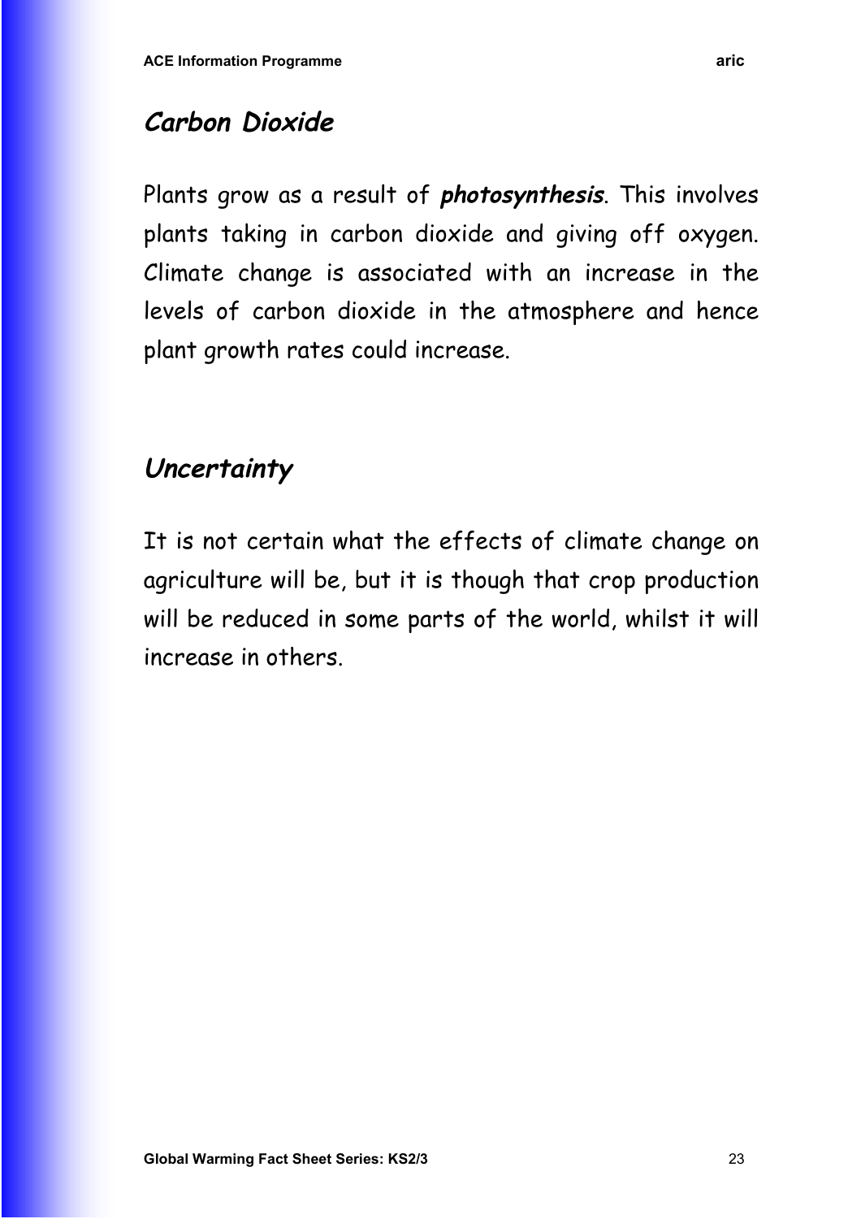## ***Carbon Dioxide***

Plants grow as a result of ***photosynthesis***. This involves plants taking in carbon dioxide and giving off oxygen. Climate change is associated with an increase in the levels of carbon dioxide in the atmosphere and hence plant growth rates could increase.

## ***Uncertainty***

It is not certain what the effects of climate change on agriculture will be, but it is though that crop production will be reduced in some parts of the world, whilst it will increase in others.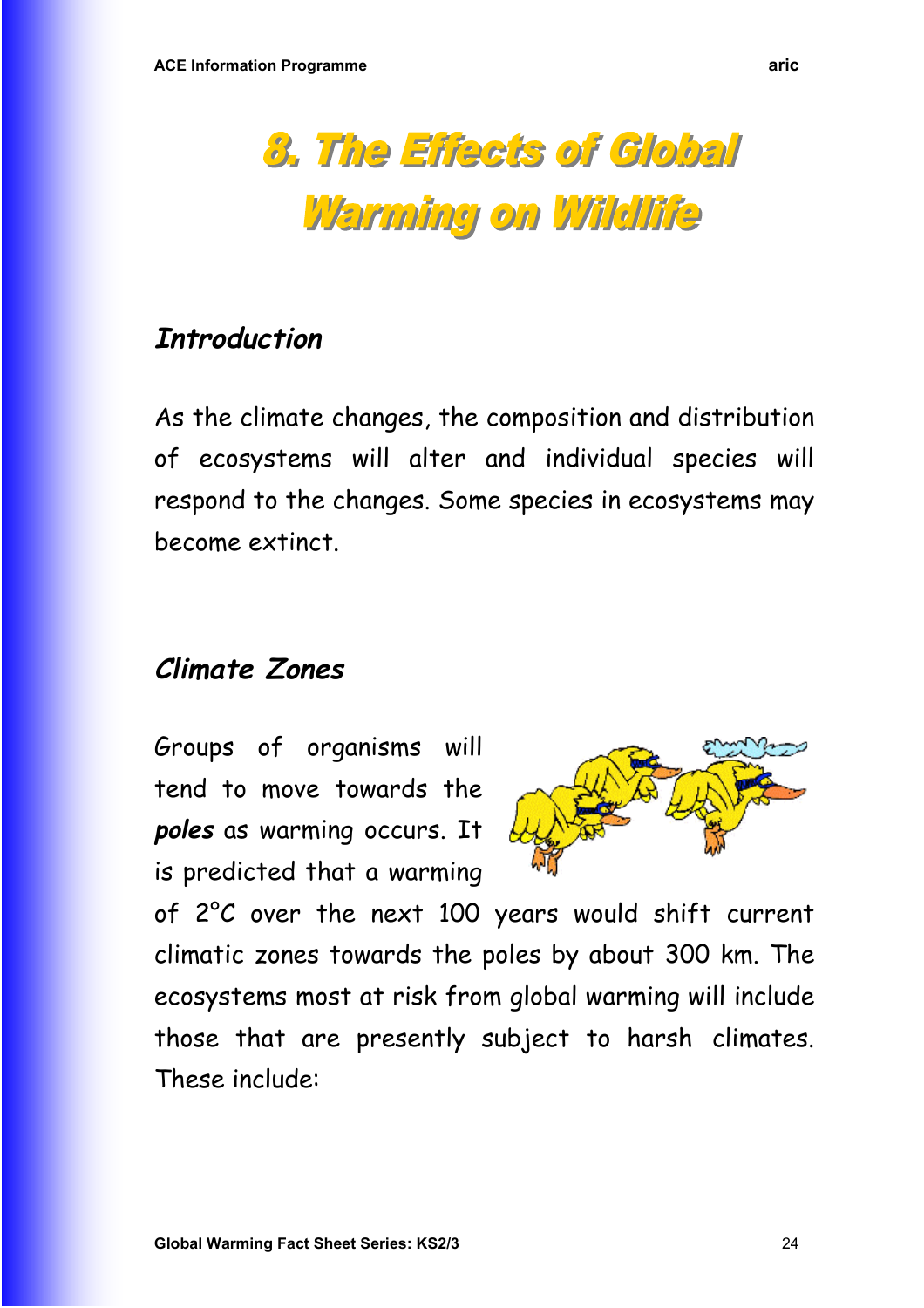# 8. The Effects of Global Warming on Wildlife

## *Introduction*

As the climate changes, the composition and distribution of ecosystems will alter and individual species will respond to the changes. Some species in ecosystems may become extinct.

## *Climate Zones*

Groups of organisms will tend to move towards the ***poles*** as warming occurs. It is predicted that a warming of 2°C over the next 100 years would shift current climatic zones towards the poles by about 300 km. The ecosystems most at risk from global warming will include those that are presently subject to harsh climates. These include: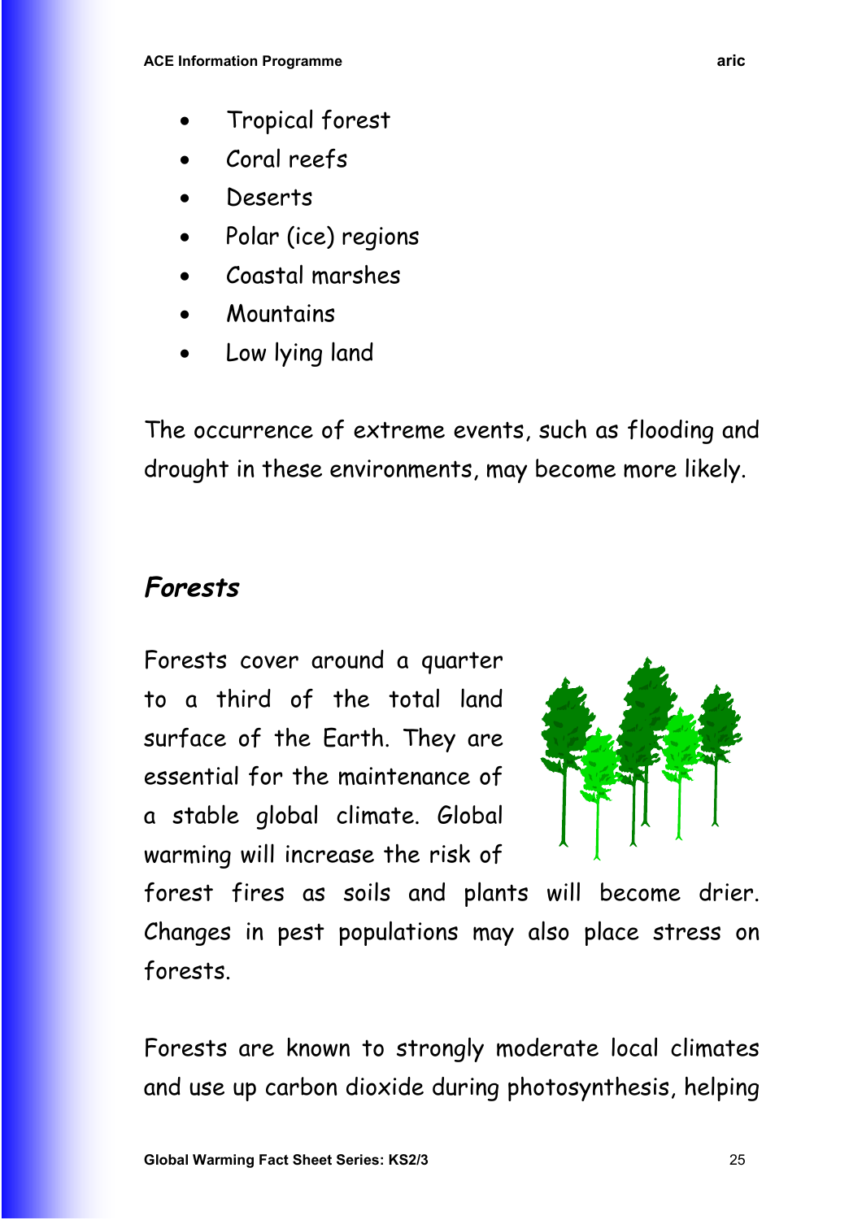- Tropical forest
- Coral reefs
- Deserts
- Polar (ice) regions
- Coastal marshes
- Mountains
- Low lying land

The occurrence of extreme events, such as flooding and drought in these environments, may become more likely.

## *Forests*

Forests cover around a quarter to a third of the total land surface of the Earth. They are essential for the maintenance of a stable global climate. Global warming will increase the risk of forest fires as soils and plants will become drier. Changes in pest populations may also place stress on forests.

Forests are known to strongly moderate local climates and use up carbon dioxide during photosynthesis, helping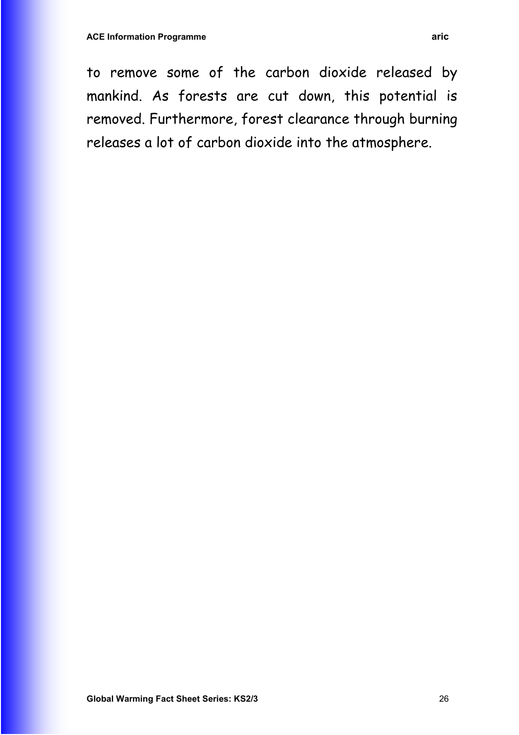to remove some of the carbon dioxide released by mankind. As forests are cut down, this potential is removed. Furthermore, forest clearance through burning releases a lot of carbon dioxide into the atmosphere.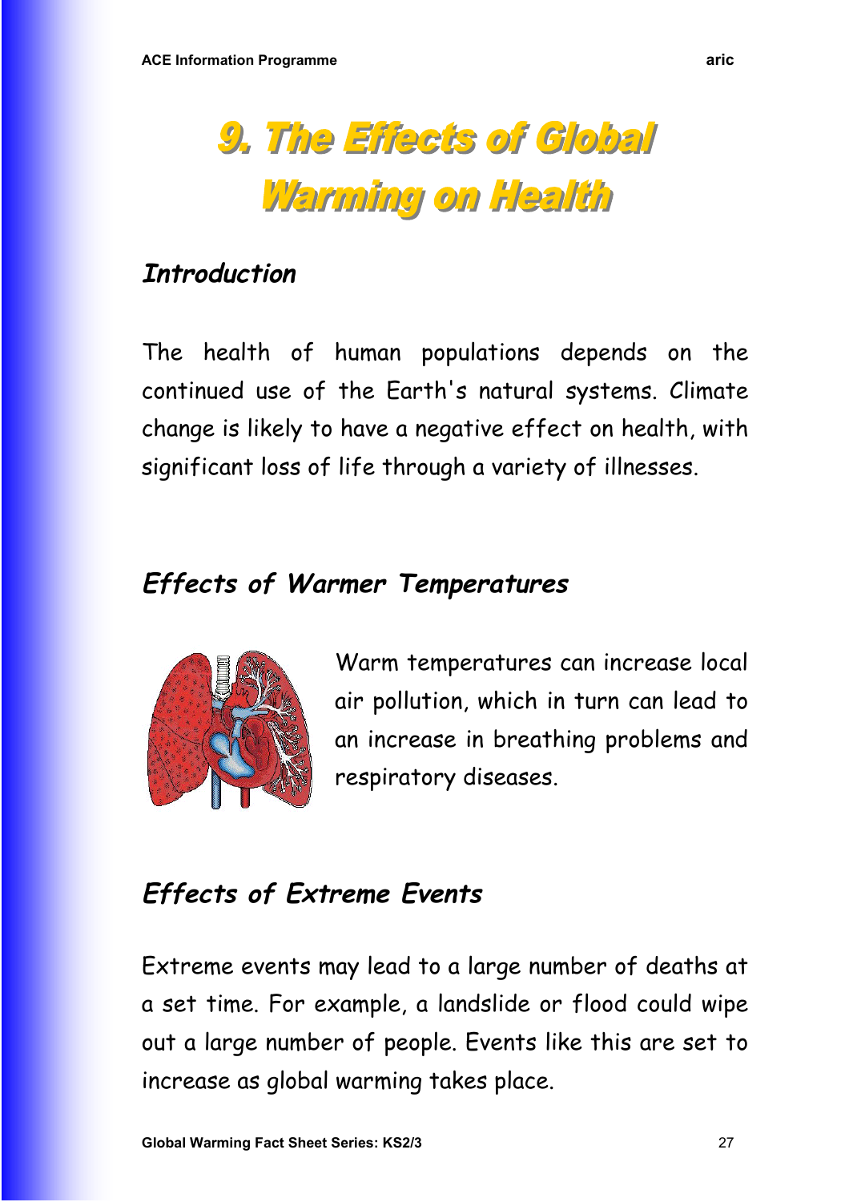# 9. The Effects of Global Warming on Health

## *Introduction*

The health of human populations depends on the continued use of the Earth's natural systems. Climate change is likely to have a negative effect on health, with significant loss of life through a variety of illnesses.

## *Effects of Warmer Temperatures*

Warm temperatures can increase local air pollution, which in turn can lead to an increase in breathing problems and respiratory diseases.

## *Effects of Extreme Events*

Extreme events may lead to a large number of deaths at a set time. For example, a landslide or flood could wipe out a large number of people. Events like this are set to increase as global warming takes place.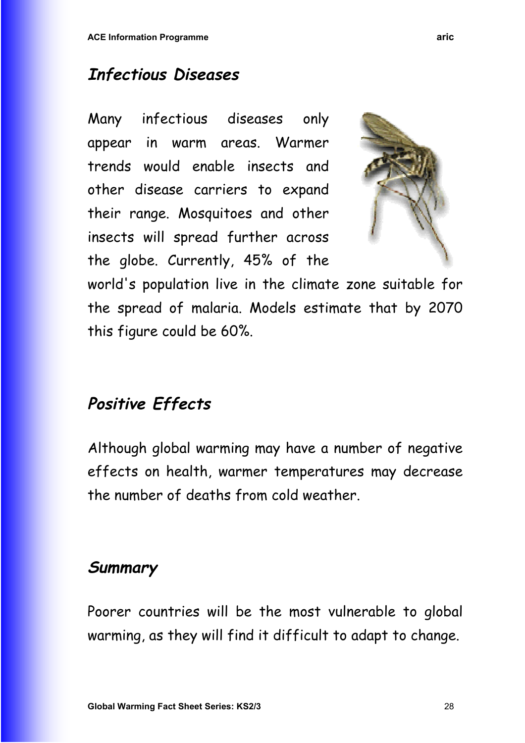## *Infectious Diseases*

Many infectious diseases only appear in warm areas. Warmer trends would enable insects and other disease carriers to expand their range. Mosquitoes and other insects will spread further across the globe. Currently, 45% of the world's population live in the climate zone suitable for the spread of malaria. Models estimate that by 2070 this figure could be 60%.

## *Positive Effects*

Although global warming may have a number of negative effects on health, warmer temperatures may decrease the number of deaths from cold weather.

## *Summary*

Poorer countries will be the most vulnerable to global warming, as they will find it difficult to adapt to change.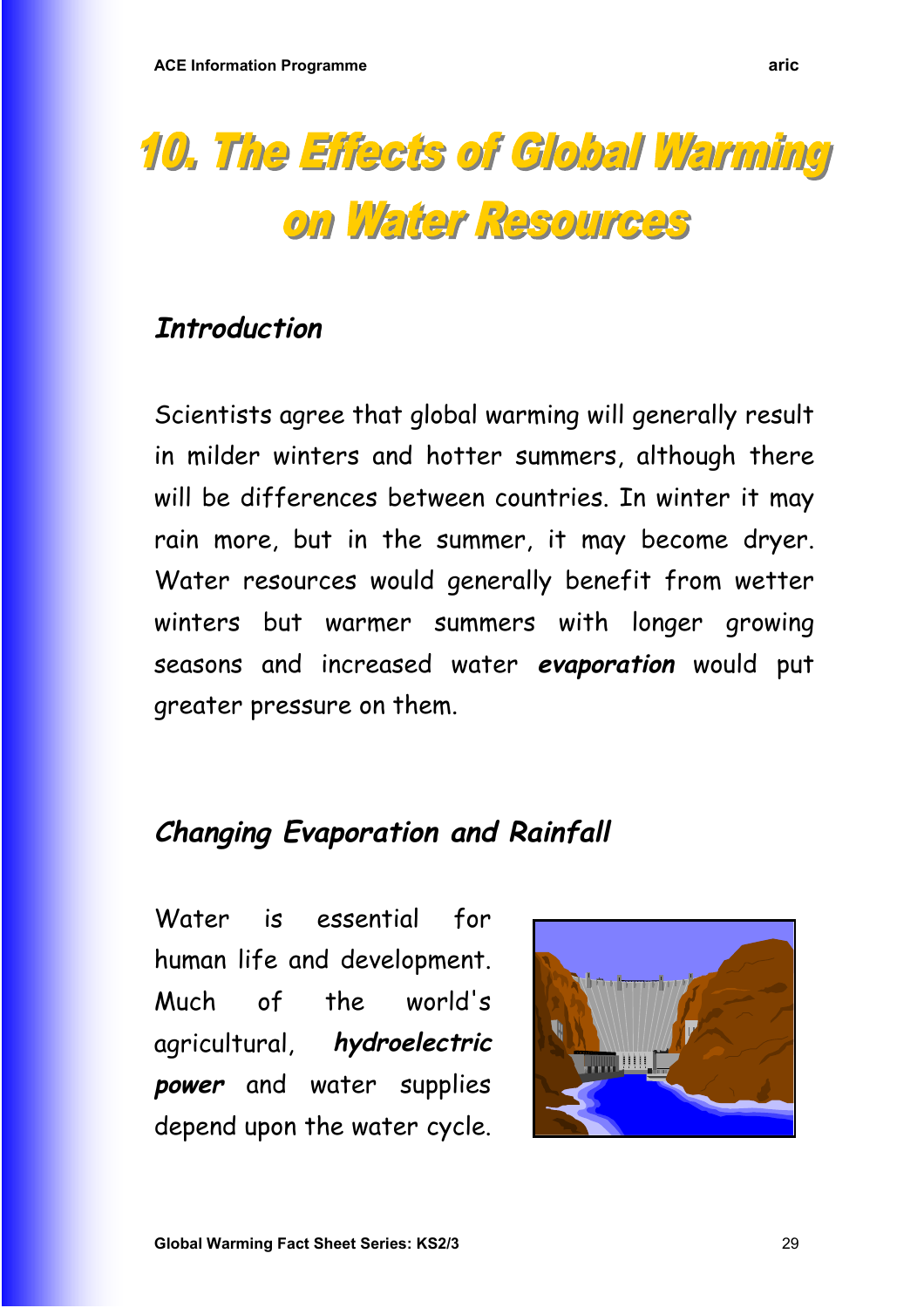# 10. The Effects of Global Warming on Water Resources

## *Introduction*

Scientists agree that global warming will generally result in milder winters and hotter summers, although there will be differences between countries. In winter it may rain more, but in the summer, it may become dryer. Water resources would generally benefit from wetter winters but warmer summers with longer growing seasons and increased water ***evaporation*** would put greater pressure on them.

## *Changing Evaporation and Rainfall*

Water is essential for human life and development. Much of the world's agricultural, ***hydroelectric power*** and water supplies depend upon the water cycle.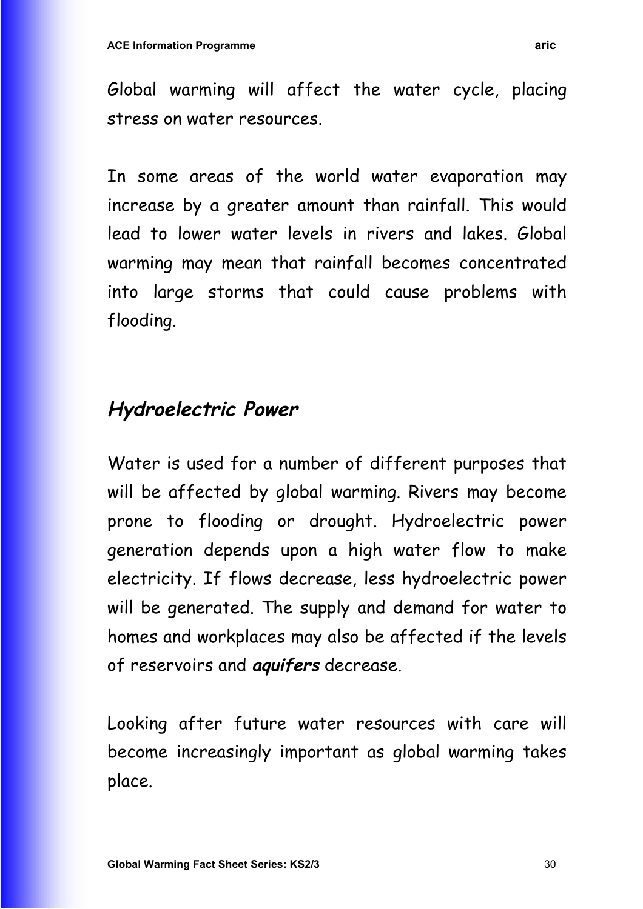Global warming will affect the water cycle, placing stress on water resources.

In some areas of the world water evaporation may increase by a greater amount than rainfall. This would lead to lower water levels in rivers and lakes. Global warming may mean that rainfall becomes concentrated into large storms that could cause problems with flooding.

## *Hydroelectric Power*

Water is used for a number of different purposes that will be affected by global warming. Rivers may become prone to flooding or drought. Hydroelectric power generation depends upon a high water flow to make electricity. If flows decrease, less hydroelectric power will be generated. The supply and demand for water to homes and workplaces may also be affected if the levels of reservoirs and ***aquifers*** decrease.

Looking after future water resources with care will become increasingly important as global warming takes place.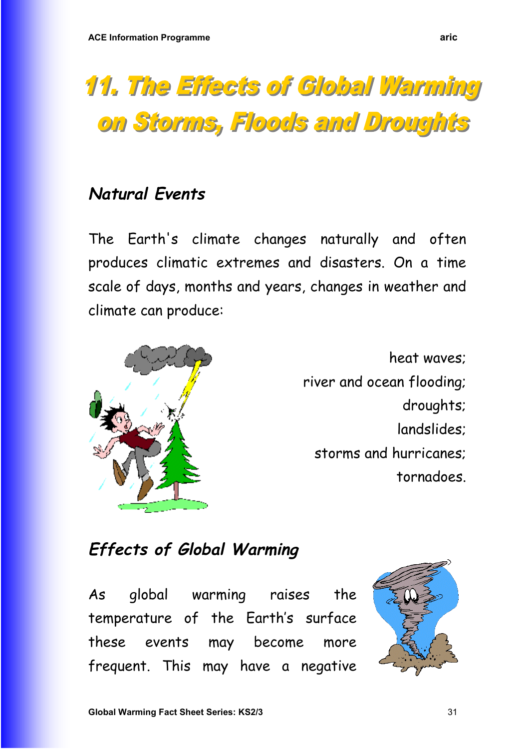# 11. The Effects of Global Warming on Storms, Floods and Droughts

## *Natural Events*

The Earth's climate changes naturally and often produces climatic extremes and disasters. On a time scale of days, months and years, changes in weather and climate can produce:

- heat waves;
- river and ocean flooding;
- droughts;
- landslides;
- storms and hurricanes;
- tornadoes.

## *Effects of Global Warming*

As global warming raises the temperature of the Earth's surface these events may become more frequent. This may have a negative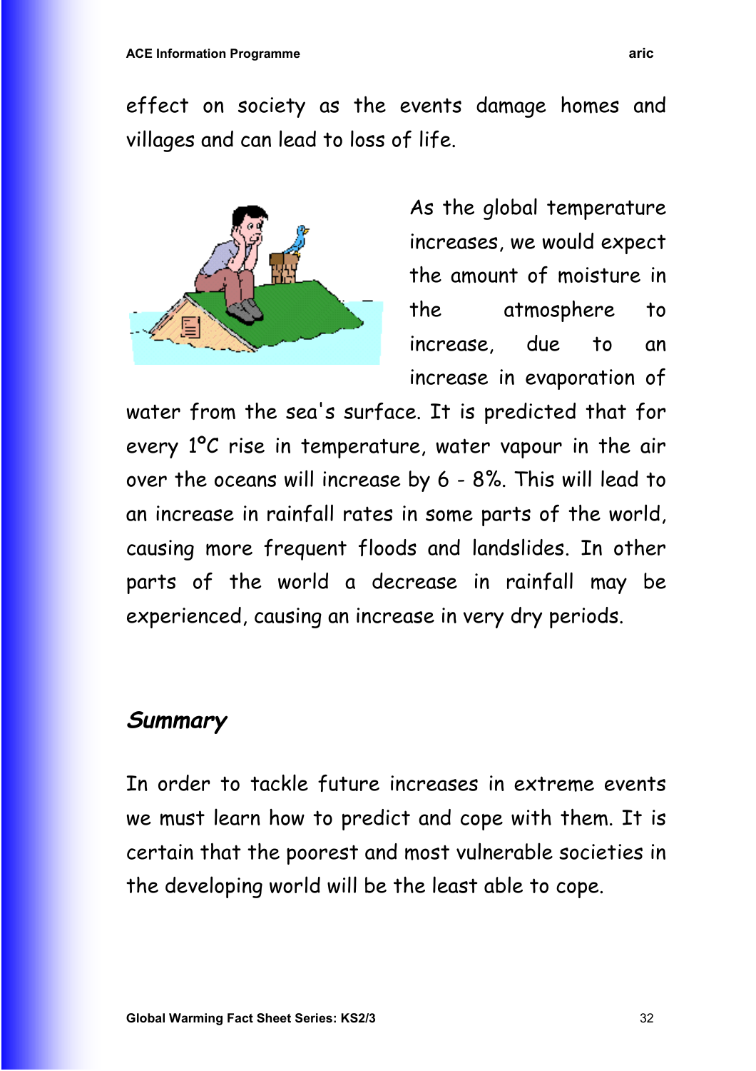effect on society as the events damage homes and villages and can lead to loss of life.

As the global temperature increases, we would expect the amount of moisture in the atmosphere to increase, due to an increase in evaporation of water from the sea's surface. It is predicted that for every 1°C rise in temperature, water vapour in the air over the oceans will increase by 6 - 8%. This will lead to an increase in rainfall rates in some parts of the world, causing more frequent floods and landslides. In other parts of the world a decrease in rainfall may be experienced, causing an increase in very dry periods.

## *Summary*

In order to tackle future increases in extreme events we must learn how to predict and cope with them. It is certain that the poorest and most vulnerable societies in the developing world will be the least able to cope.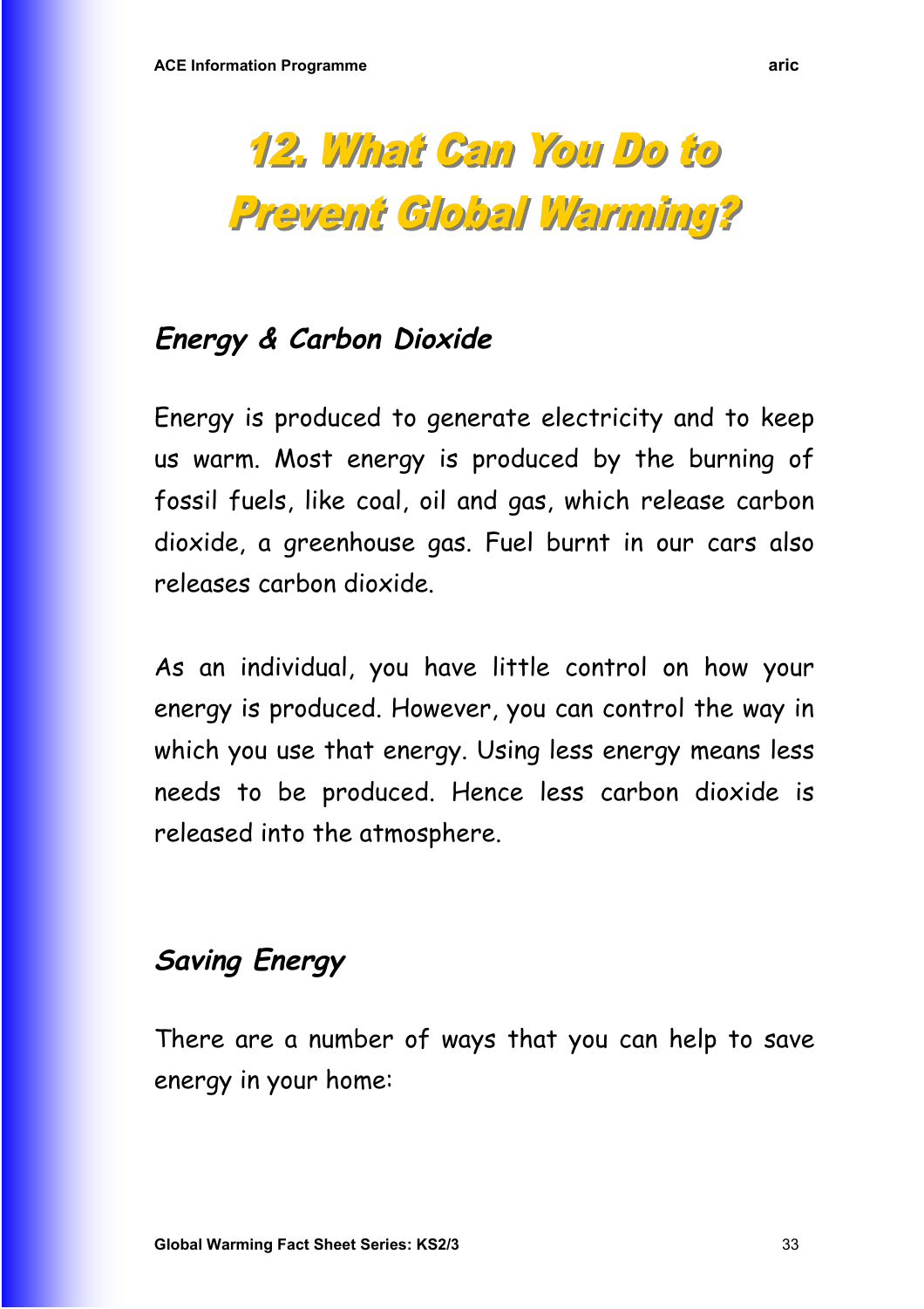# 12. What Can You Do to Prevent Global Warming?

## *Energy & Carbon Dioxide*

Energy is produced to generate electricity and to keep us warm. Most energy is produced by the burning of fossil fuels, like coal, oil and gas, which release carbon dioxide, a greenhouse gas. Fuel burnt in our cars also releases carbon dioxide.

As an individual, you have little control on how your energy is produced. However, you can control the way in which you use that energy. Using less energy means less needs to be produced. Hence less carbon dioxide is released into the atmosphere.

## *Saving Energy*

There are a number of ways that you can help to save energy in your home: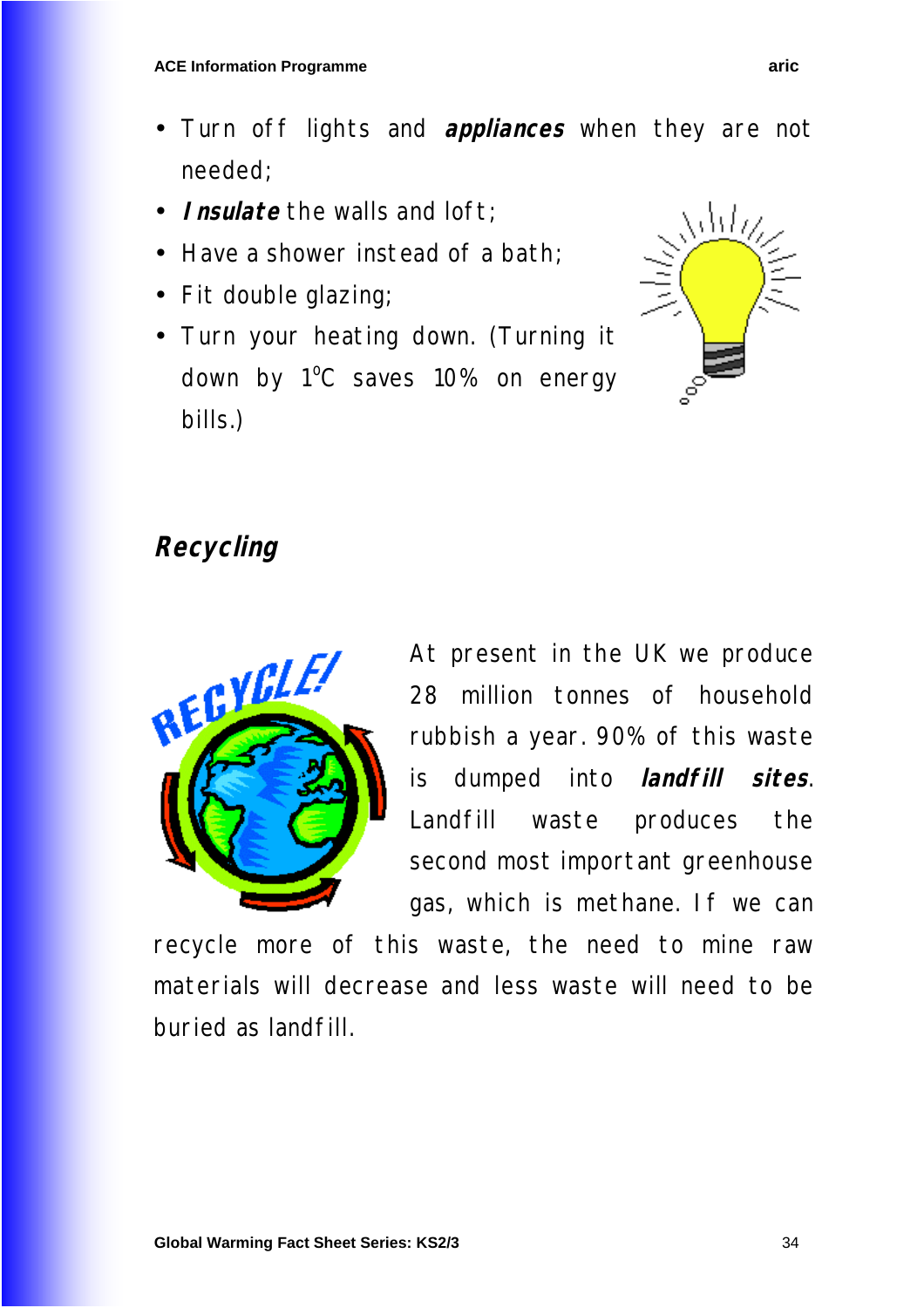- Turn off lights and ***appliances*** when they are not needed;
- ***Insulate*** the walls and loft;
- Have a shower instead of a bath;
- Fit double glazing;
- Turn your heating down. (Turning it down by 1$^{o}$C saves 10% on energy bills.)

## *Recycling*

At present in the UK we produce 28 million tonnes of household rubbish a year. 90% of this waste is dumped into ***landfill sites***. Landfill waste produces the second most important greenhouse gas, which is methane. If we can recycle more of this waste, the need to mine raw materials will decrease and less waste will need to be buried as landfill.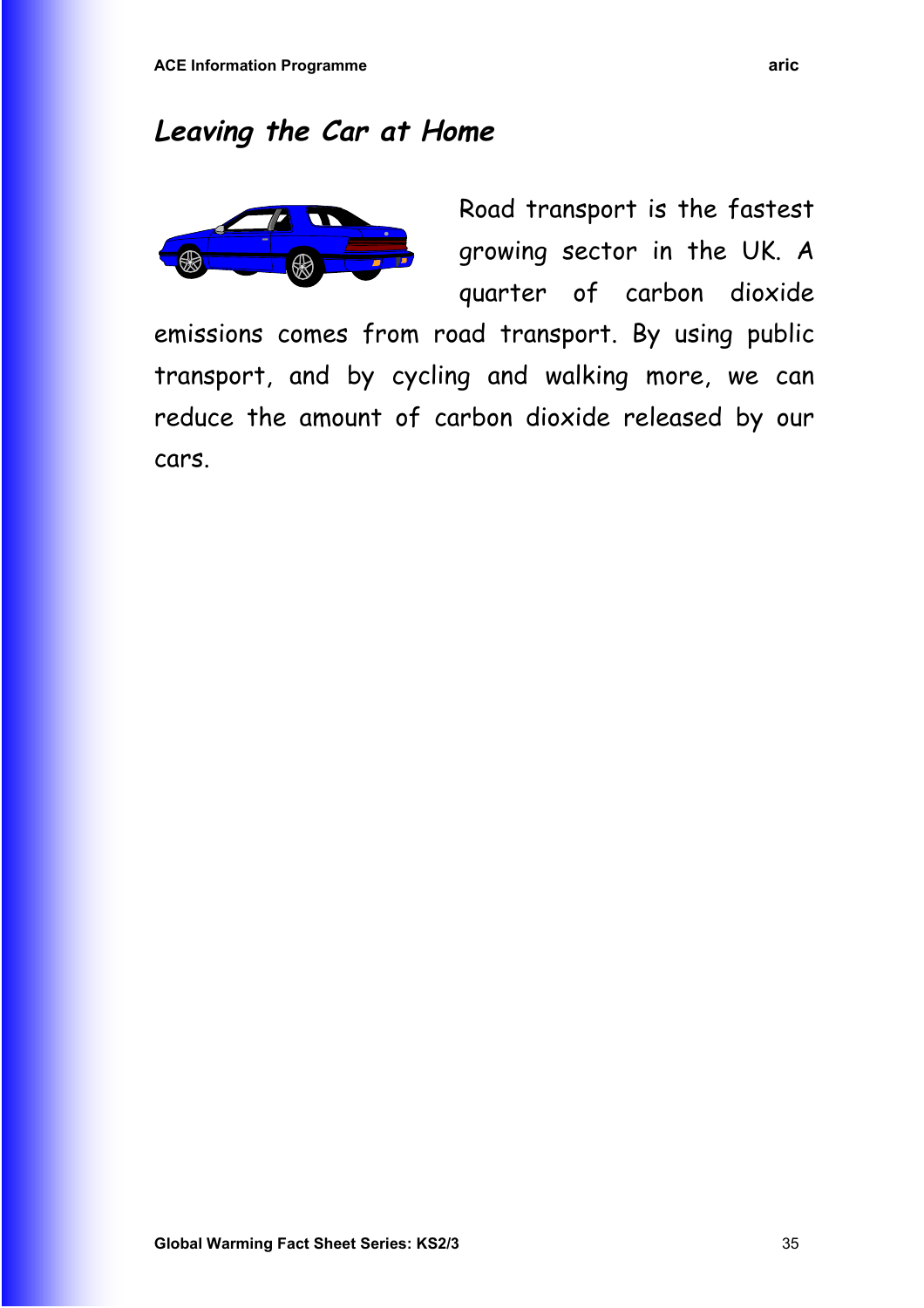## *Leaving the Car at Home*

Road transport is the fastest growing sector in the UK. A quarter of carbon dioxide emissions comes from road transport. By using public transport, and by cycling and walking more, we can reduce the amount of carbon dioxide released by our cars.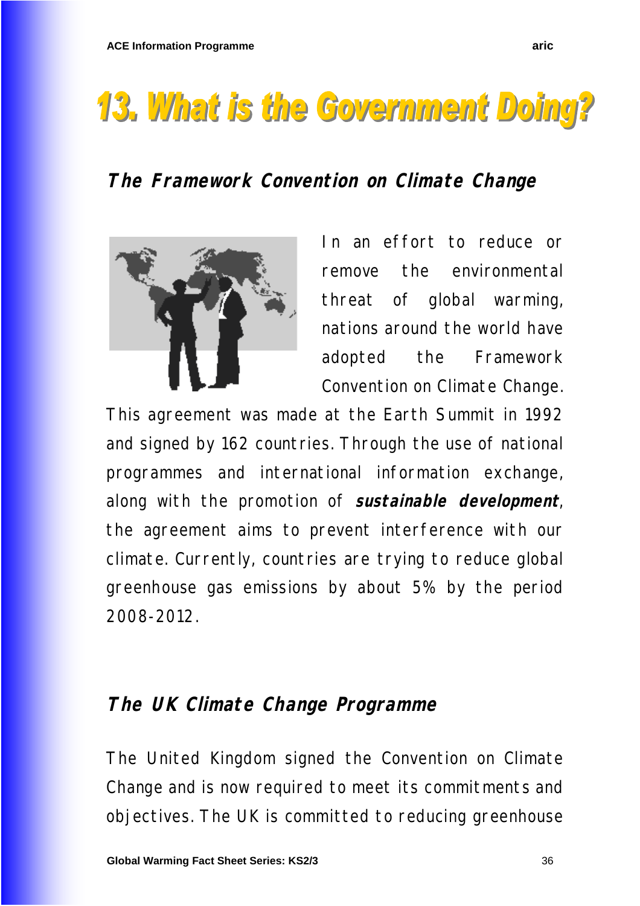# 13. What is the Government Doing?

## The Framework Convention on Climate Change

In an effort to reduce or remove the environmental threat of global warming, nations around the world have adopted the Framework Convention on Climate Change. This agreement was made at the Earth Summit in 1992 and signed by 162 countries. Through the use of national programmes and international information exchange, along with the promotion of ***sustainable development***, the agreement aims to prevent interference with our climate. Currently, countries are trying to reduce global greenhouse gas emissions by about 5% by the period 2008-2012.

## The UK Climate Change Programme

The United Kingdom signed the Convention on Climate Change and is now required to meet its commitments and objectives. The UK is committed to reducing greenhouse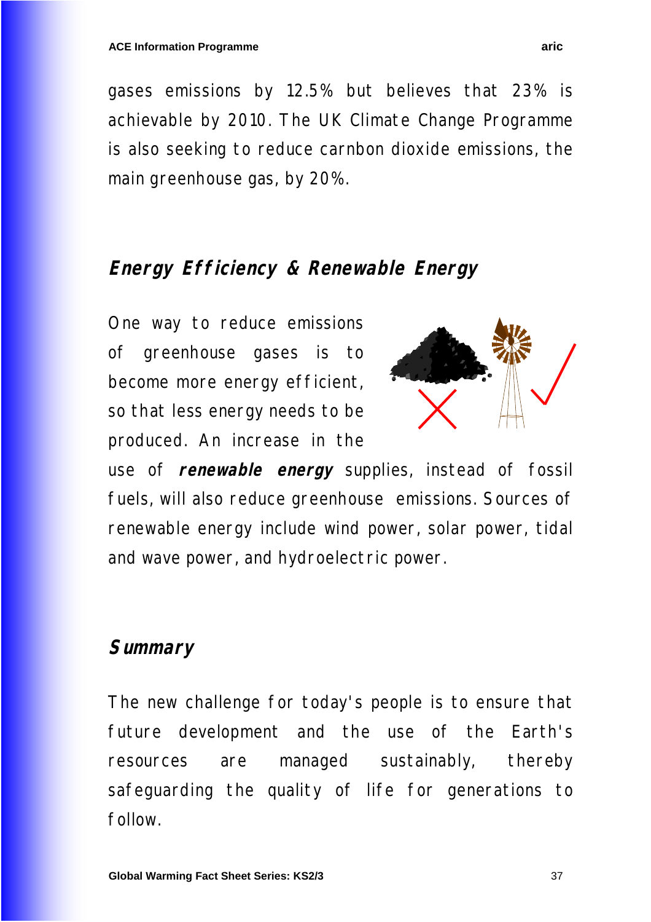gases emissions by 12.5% but believes that 23% is achievable by 2010. The UK Climate Change Programme is also seeking to reduce carnbon dioxide emissions, the main greenhouse gas, by 20%.

## *Energy Efficiency & Renewable Energy*

One way to reduce emissions of greenhouse gases is to become more energy efficient, so that less energy needs to be produced. An increase in the use of ***renewable energy*** supplies, instead of fossil fuels, will also reduce greenhouse emissions. Sources of renewable energy include wind power, solar power, tidal and wave power, and hydroelectric power.

## *Summary*

The new challenge for today's people is to ensure that future development and the use of the Earth's resources are managed sustainably, thereby safeguarding the quality of life for generations to follow.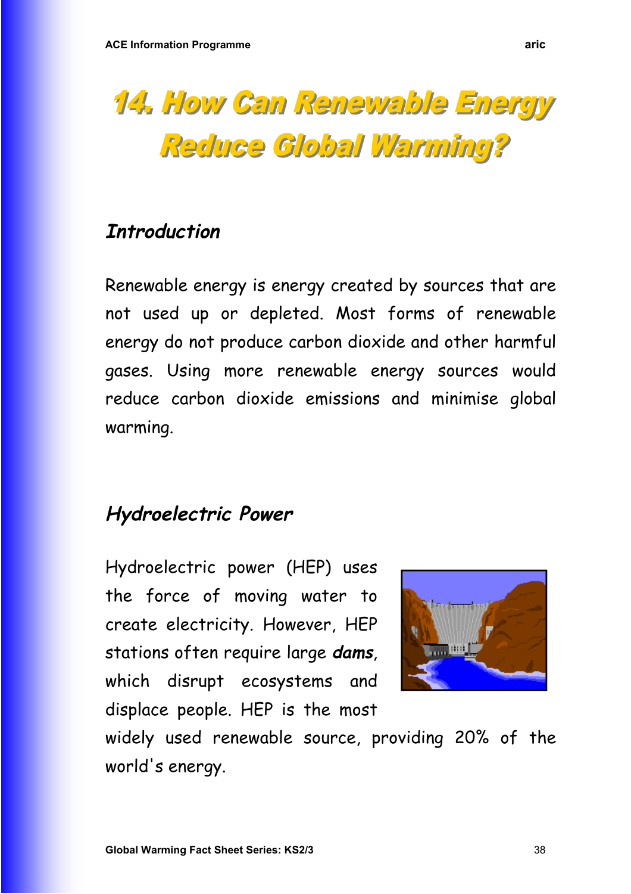# 14. How Can Renewable Energy Reduce Global Warming?

## *Introduction*

Renewable energy is energy created by sources that are not used up or depleted. Most forms of renewable energy do not produce carbon dioxide and other harmful gases. Using more renewable energy sources would reduce carbon dioxide emissions and minimise global warming.

## *Hydroelectric Power*

Hydroelectric power (HEP) uses the force of moving water to create electricity. However, HEP stations often require large ***dams***, which disrupt ecosystems and displace people. HEP is the most widely used renewable source, providing 20% of the world's energy.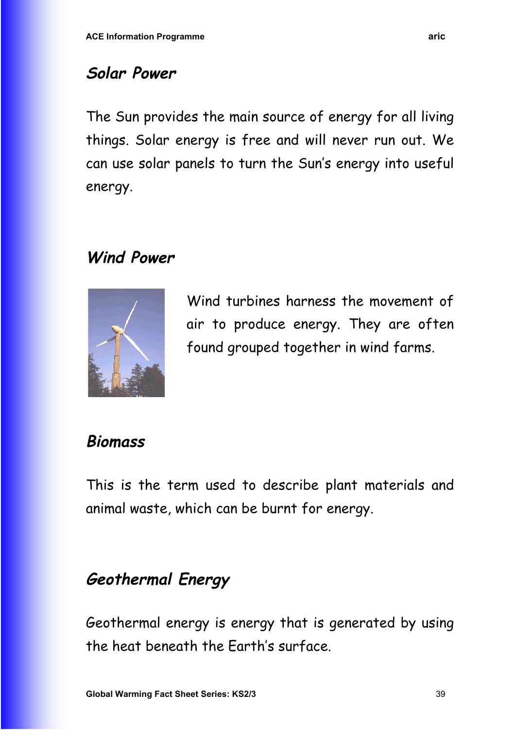## *Solar Power*

The Sun provides the main source of energy for all living things. Solar energy is free and will never run out. We can use solar panels to turn the Sun's energy into useful energy.

## *Wind Power*

Wind turbines harness the movement of air to produce energy. They are often found grouped together in wind farms.

## *Biomass*

This is the term used to describe plant materials and animal waste, which can be burnt for energy.

## *Geothermal Energy*

Geothermal energy is energy that is generated by using the heat beneath the Earth's surface.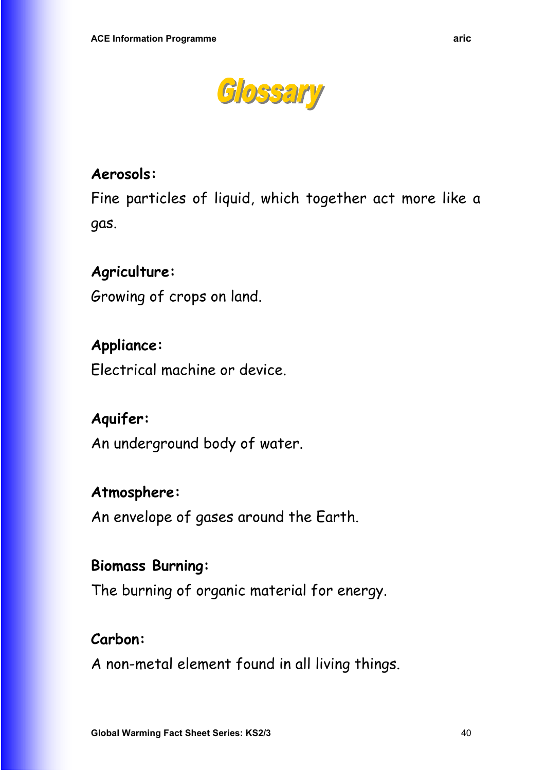# Glossary

**Aerosols:**

Fine particles of liquid, which together act more like a gas.

**Agriculture:**

Growing of crops on land.

**Appliance:**

Electrical machine or device.

**Aquifer:**

An underground body of water.

**Atmosphere:**

An envelope of gases around the Earth.

**Biomass Burning:**

The burning of organic material for energy.

**Carbon:**

A non-metal element found in all living things.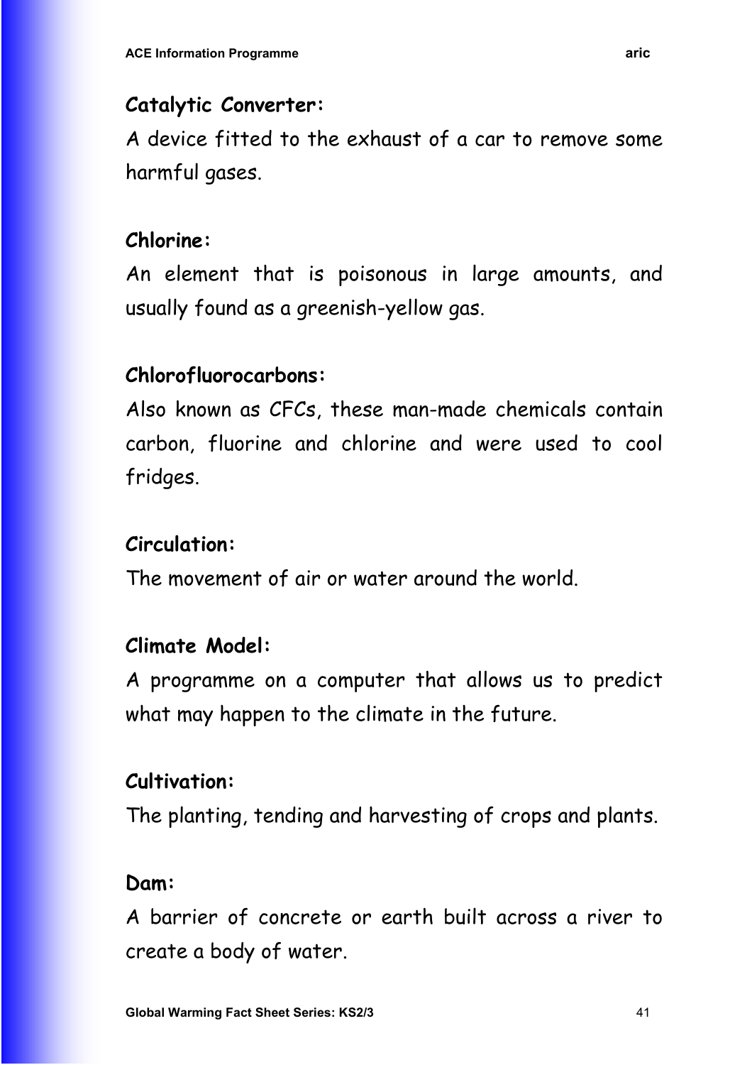**Catalytic Converter:**

A device fitted to the exhaust of a car to remove some harmful gases.

**Chlorine:**

An element that is poisonous in large amounts, and usually found as a greenish-yellow gas.

**Chlorofluorocarbons:**

Also known as CFCs, these man-made chemicals contain carbon, fluorine and chlorine and were used to cool fridges.

**Circulation:**

The movement of air or water around the world.

**Climate Model:**

A programme on a computer that allows us to predict what may happen to the climate in the future.

**Cultivation:**

The planting, tending and harvesting of crops and plants.

**Dam:**

A barrier of concrete or earth built across a river to create a body of water.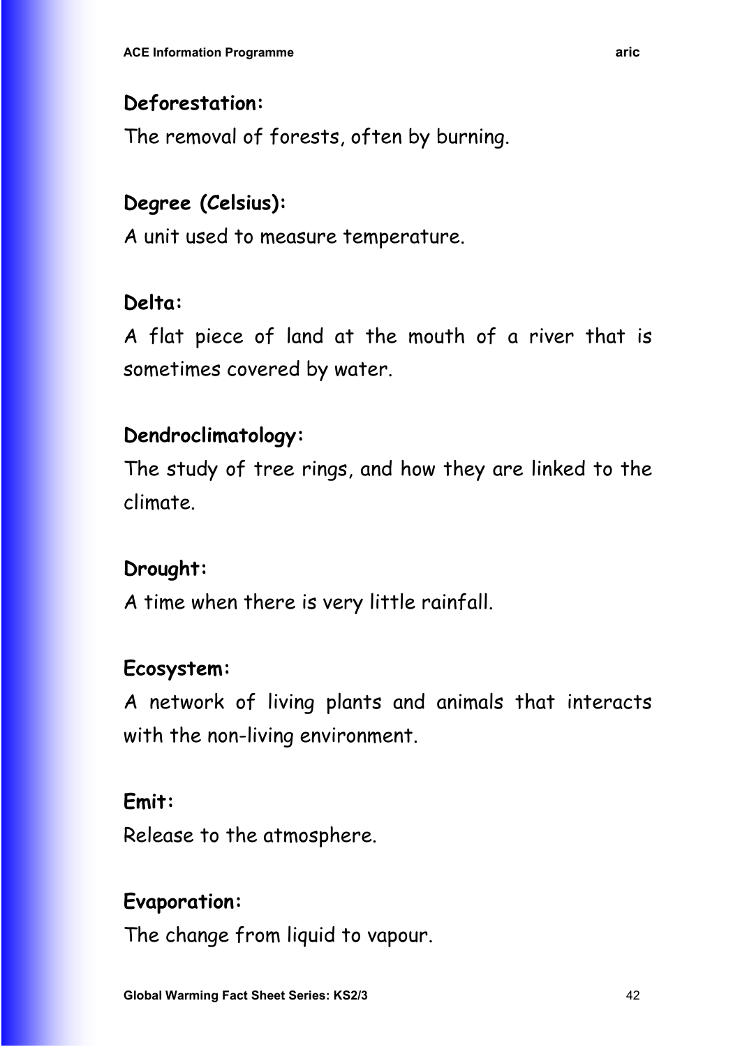**Deforestation:**

The removal of forests, often by burning.

**Degree (Celsius):**

A unit used to measure temperature.

**Delta:**

A flat piece of land at the mouth of a river that is sometimes covered by water.

**Dendroclimatology:**

The study of tree rings, and how they are linked to the climate.

**Drought:**

A time when there is very little rainfall.

**Ecosystem:**

A network of living plants and animals that interacts with the non-living environment.

**Emit:**

Release to the atmosphere.

**Evaporation:**

The change from liquid to vapour.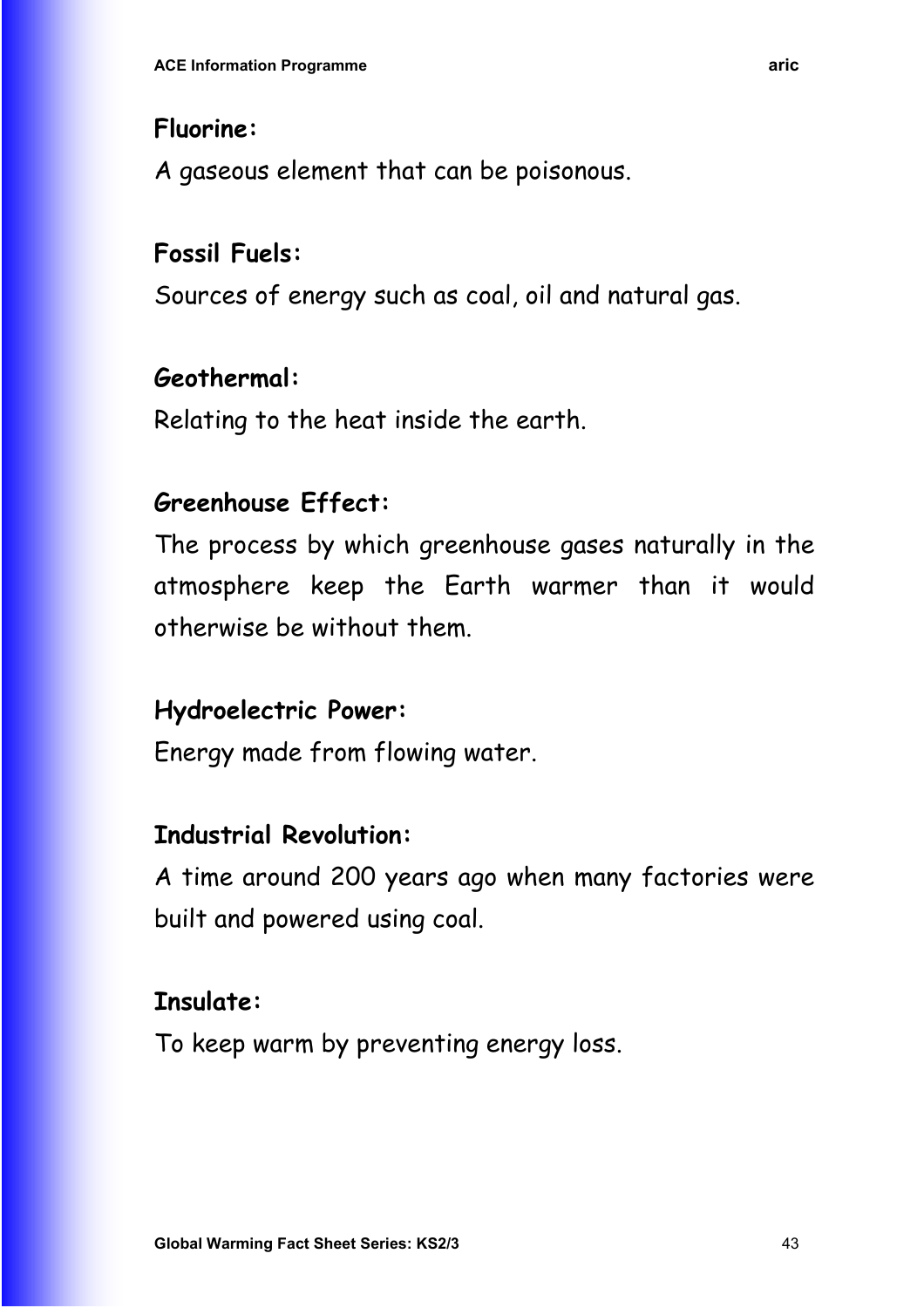**Fluorine:**

A gaseous element that can be poisonous.

**Fossil Fuels:**

Sources of energy such as coal, oil and natural gas.

**Geothermal:**

Relating to the heat inside the earth.

**Greenhouse Effect:**

The process by which greenhouse gases naturally in the atmosphere keep the Earth warmer than it would otherwise be without them.

**Hydroelectric Power:**

Energy made from flowing water.

**Industrial Revolution:**

A time around 200 years ago when many factories were built and powered using coal.

**Insulate:**

To keep warm by preventing energy loss.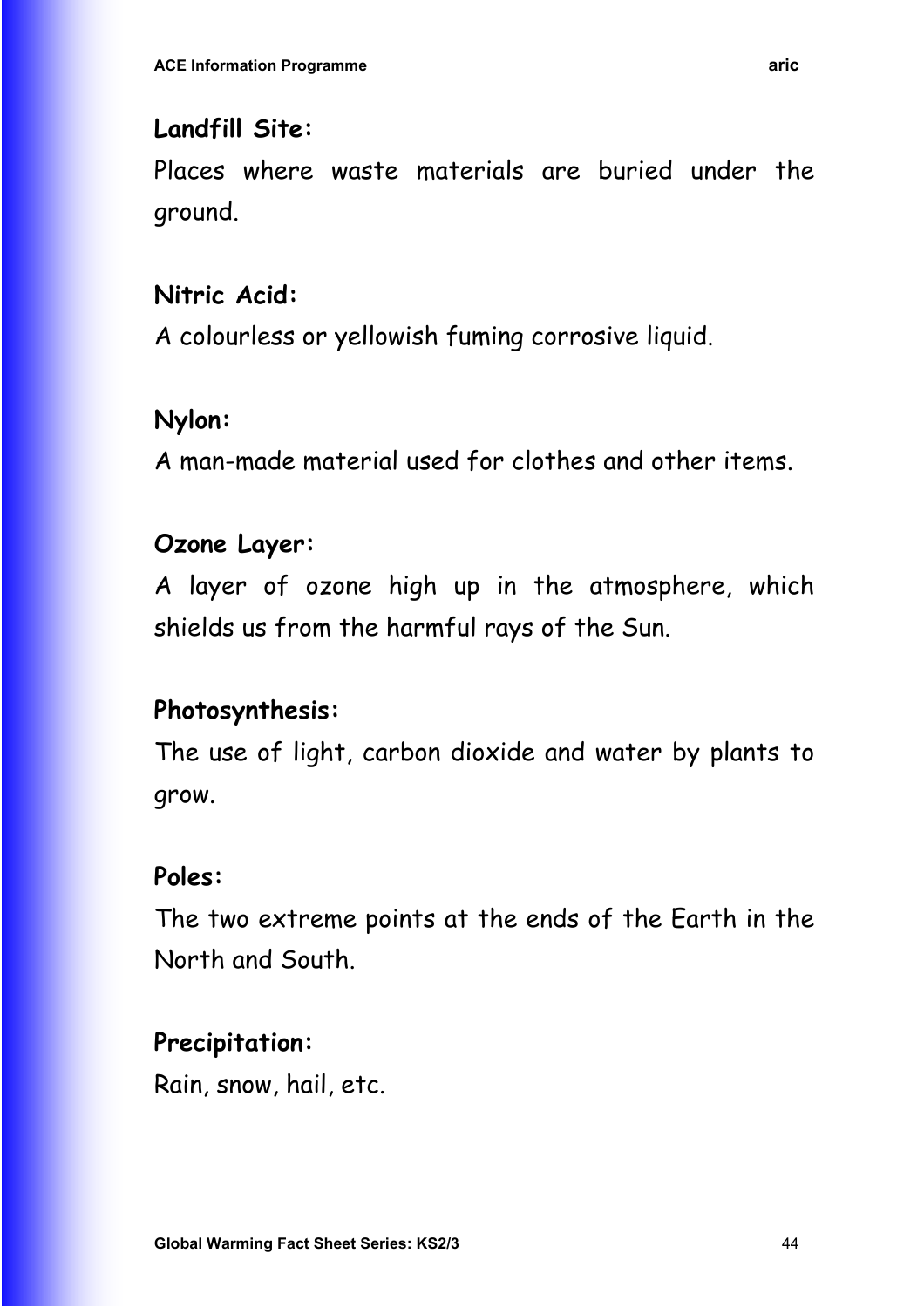**Landfill Site:**

Places where waste materials are buried under the ground.

**Nitric Acid:**

A colourless or yellowish fuming corrosive liquid.

**Nylon:**

A man-made material used for clothes and other items.

**Ozone Layer:**

A layer of ozone high up in the atmosphere, which shields us from the harmful rays of the Sun.

**Photosynthesis:**

The use of light, carbon dioxide and water by plants to grow.

**Poles:**

The two extreme points at the ends of the Earth in the North and South.

**Precipitation:**

Rain, snow, hail, etc.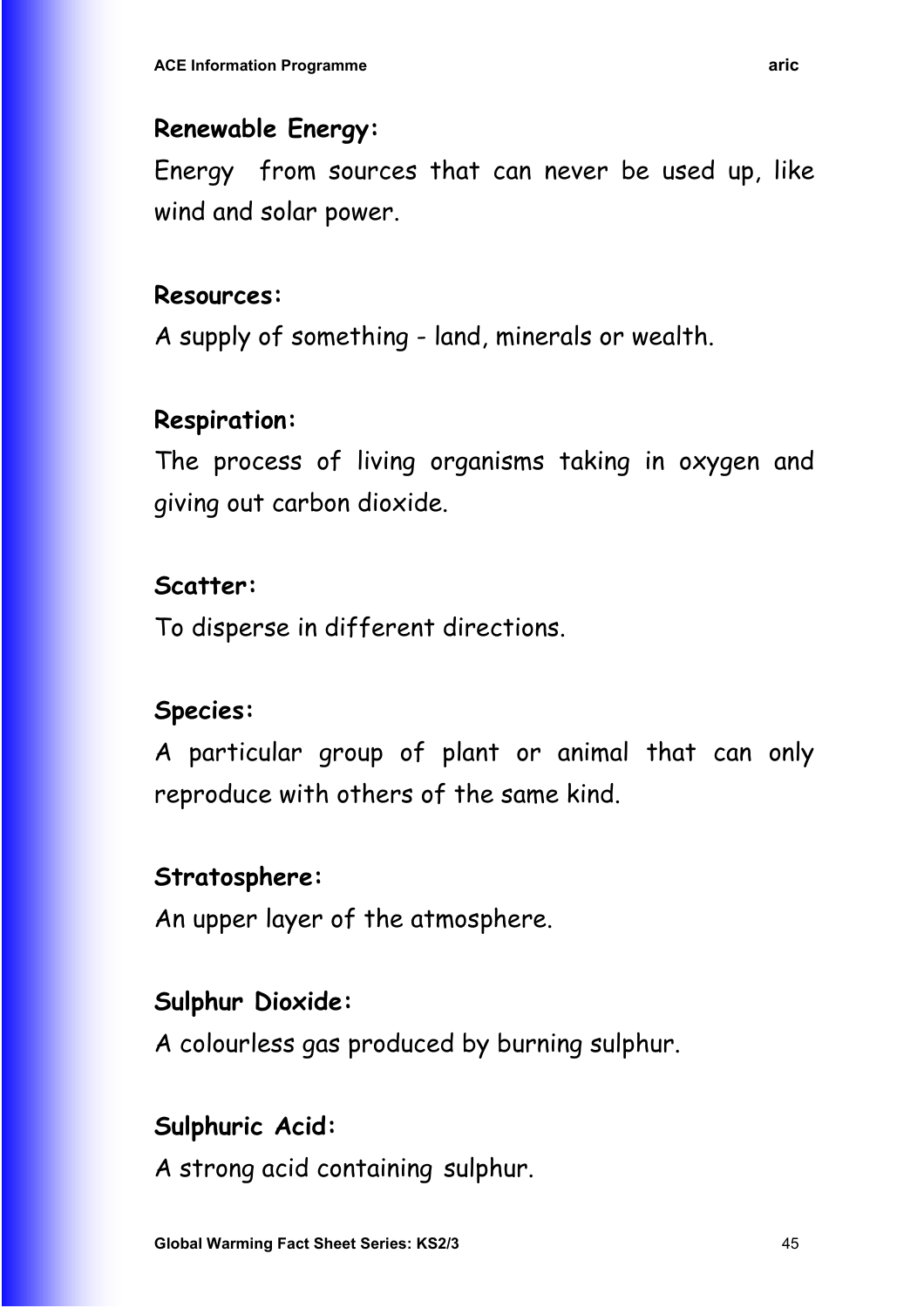**Renewable Energy:**

Energy from sources that can never be used up, like wind and solar power.

**Resources:**

A supply of something - land, minerals or wealth.

**Respiration:**

The process of living organisms taking in oxygen and giving out carbon dioxide.

**Scatter:**

To disperse in different directions.

**Species:**

A particular group of plant or animal that can only reproduce with others of the same kind.

**Stratosphere:**

An upper layer of the atmosphere.

**Sulphur Dioxide:**

A colourless gas produced by burning sulphur.

**Sulphuric Acid:**

A strong acid containing sulphur.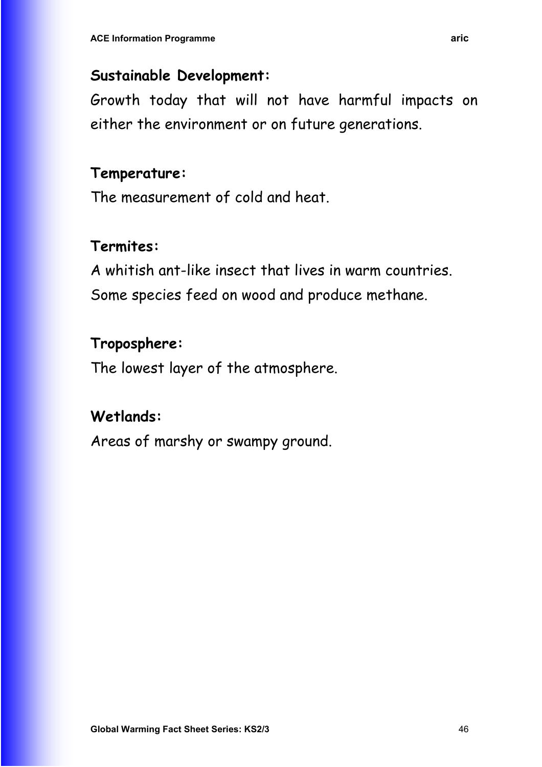**Sustainable Development:**

Growth today that will not have harmful impacts on either the environment or on future generations.

**Temperature:**

The measurement of cold and heat.

**Termites:**

A whitish ant-like insect that lives in warm countries. Some species feed on wood and produce methane.

**Troposphere:**

The lowest layer of the atmosphere.

**Wetlands:**

Areas of marshy or swampy ground.